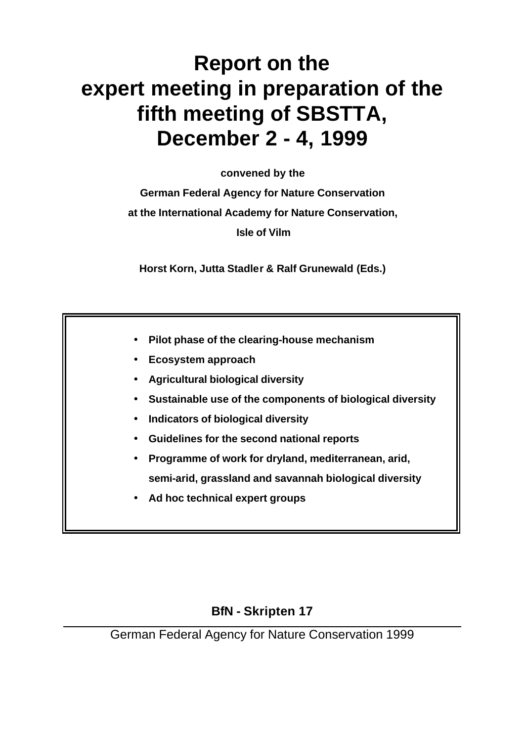# Report on the expert meeting in preparation of the fifth meeting of SBSTTA, December 2 - 4, 1999

**convened by the**

**German Federal Agency for Nature Conservation**

**at the International Academy for Nature Conservation,**

**Isle of Vilm**

**Horst Korn, Jutta Stadler & Ralf Grunewald (Eds.)**

- **Pilot phase of the clearing-house mechanism**
- **Ecosystem approach**
- **Agricultural biological diversity**
- **Sustainable use of the components of biological diversity**
- **Indicators of biological diversity**
- **Guidelines for the second national reports**
- **Programme of work for dryland, mediterranean, arid, semi-arid, grassland and savannah biological diversity**
- **Ad hoc technical expert groups**

**BfN - Skripten 17**

German Federal Agency for Nature Conservation 1999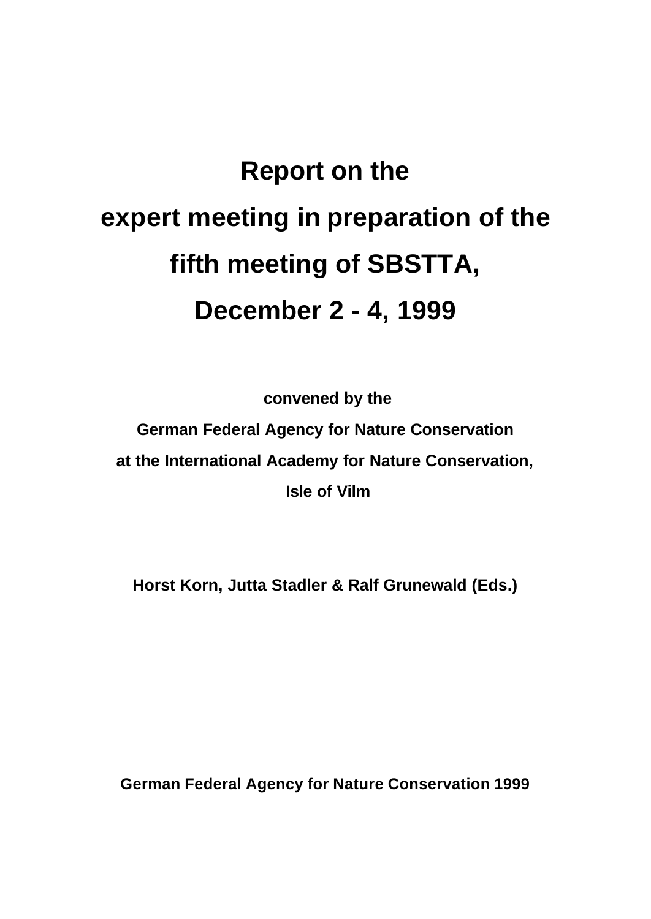# Report on the expert meeting in preparation of the fifth meeting of SBSTTA, December 2 - 4, 1999

**convened by the**

**German Federal Agency for Nature Conservation**

**at the International Academy for Nature Conservation,**

**Isle of Vilm**

**Horst Korn, Jutta Stadler & Ralf Grunewald (Eds.)**

**German Federal Agency for Nature Conservation 1999**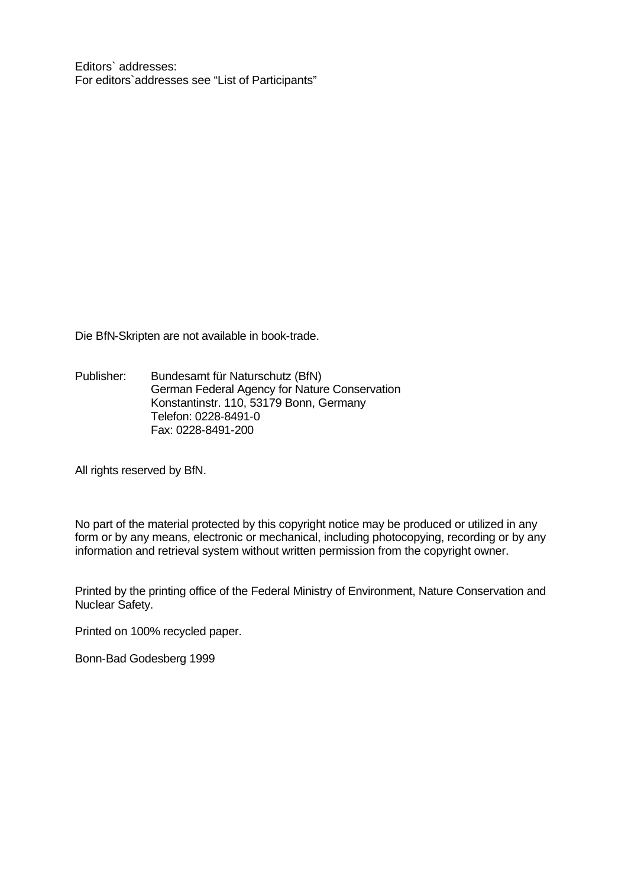Editors` addresses:
For editors`addresses see "List of Participants"

Die BfN-Skripten are not available in book-trade.

Publisher: Bundesamt für Naturschutz (BfN)
German Federal Agency for Nature Conservation
Konstantinstr. 110, 53179 Bonn, Germany
Telefon: 0228-8491-0
Fax: 0228-8491-200

All rights reserved by BfN.

No part of the material protected by this copyright notice may be produced or utilized in any form or by any means, electronic or mechanical, including photocopying, recording or by any information and retrieval system without written permission from the copyright owner.

Printed by the printing office of the Federal Ministry of Environment, Nature Conservation and Nuclear Safety.

Printed on 100% recycled paper.

Bonn-Bad Godesberg 1999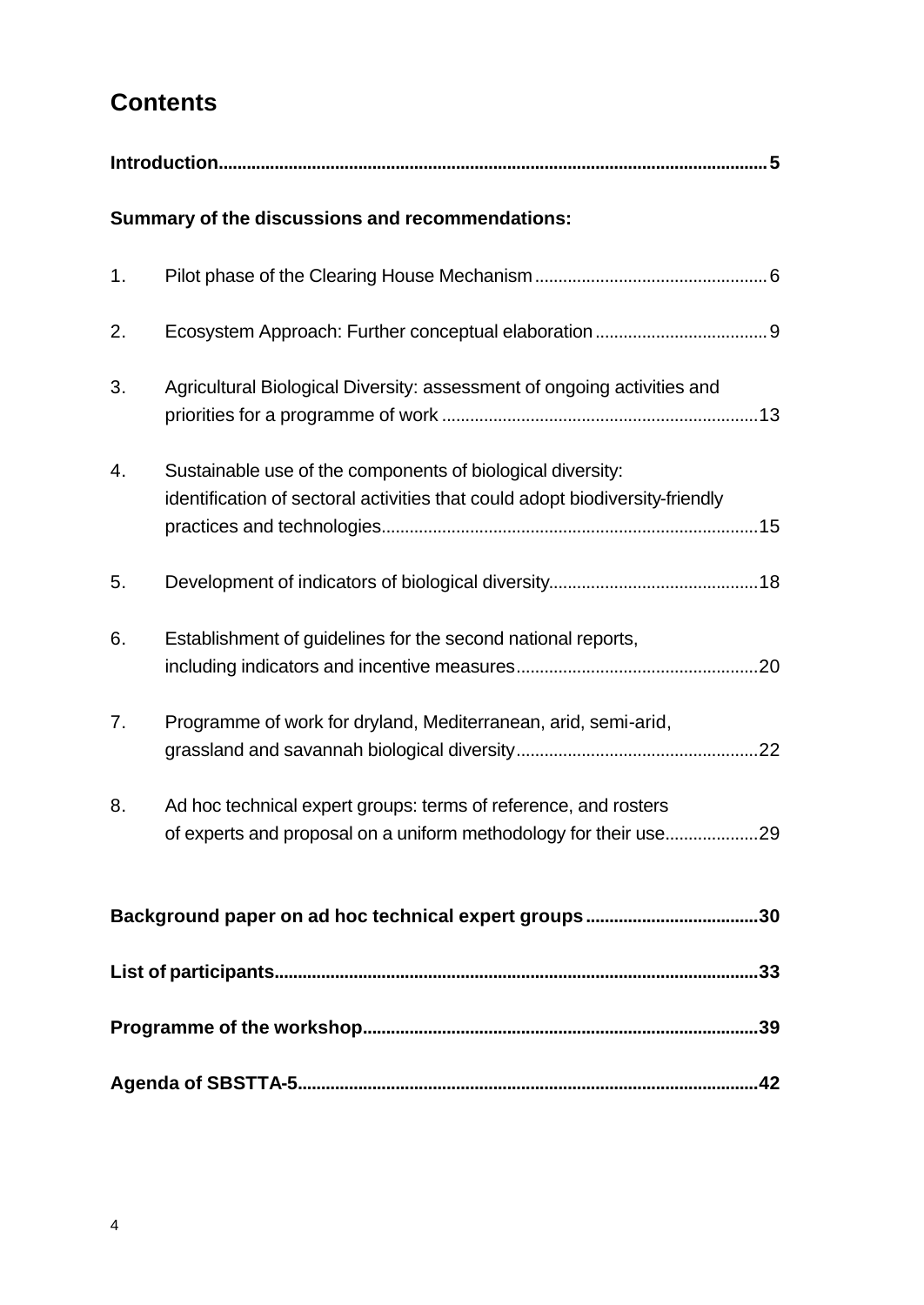# Contents

**Introduction** .......... **5**

**Summary of the discussions and recommendations:**

1. Pilot phase of the Clearing House Mechanism .......... 6
2. Ecosystem Approach: Further conceptual elaboration .......... 9
3. Agricultural Biological Diversity: assessment of ongoing activities and priorities for a programme of work .......... 13
4. Sustainable use of the components of biological diversity: identification of sectoral activities that could adopt biodiversity-friendly practices and technologies .......... 15
5. Development of indicators of biological diversity .......... 18
6. Establishment of guidelines for the second national reports, including indicators and incentive measures .......... 20
7. Programme of work for dryland, Mediterranean, arid, semi-arid, grassland and savannah biological diversity .......... 22
8. Ad hoc technical expert groups: terms of reference, and rosters of experts and proposal on a uniform methodology for their use .......... 29

**Background paper on ad hoc technical expert groups** .......... **30**

**List of participants** .......... **33**

**Programme of the workshop** .......... **39**

**Agenda of SBSTTA-5** .......... **42**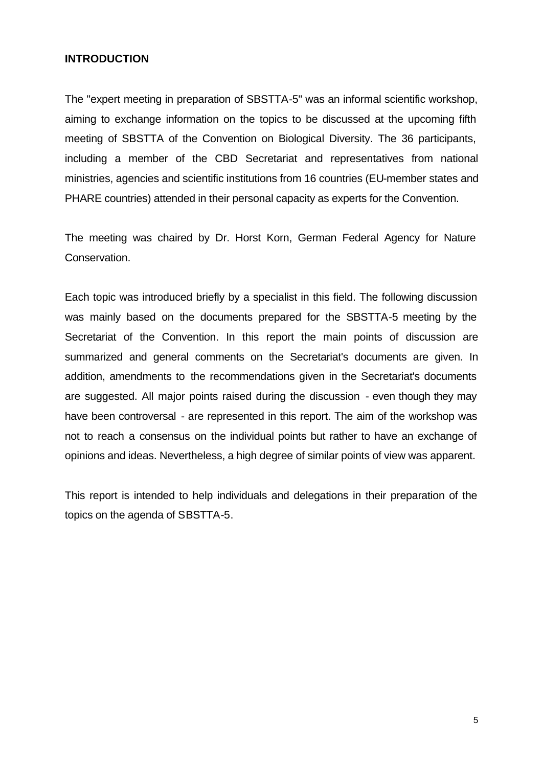# INTRODUCTION

The "expert meeting in preparation of SBSTTA-5" was an informal scientific workshop, aiming to exchange information on the topics to be discussed at the upcoming fifth meeting of SBSTTA of the Convention on Biological Diversity. The 36 participants, including a member of the CBD Secretariat and representatives from national ministries, agencies and scientific institutions from 16 countries (EU-member states and PHARE countries) attended in their personal capacity as experts for the Convention.

The meeting was chaired by Dr. Horst Korn, German Federal Agency for Nature Conservation.

Each topic was introduced briefly by a specialist in this field. The following discussion was mainly based on the documents prepared for the SBSTTA-5 meeting by the Secretariat of the Convention. In this report the main points of discussion are summarized and general comments on the Secretariat's documents are given. In addition, amendments to the recommendations given in the Secretariat's documents are suggested. All major points raised during the discussion - even though they may have been controversal - are represented in this report. The aim of the workshop was not to reach a consensus on the individual points but rather to have an exchange of opinions and ideas. Nevertheless, a high degree of similar points of view was apparent.

This report is intended to help individuals and delegations in their preparation of the topics on the agenda of SBSTTA-5.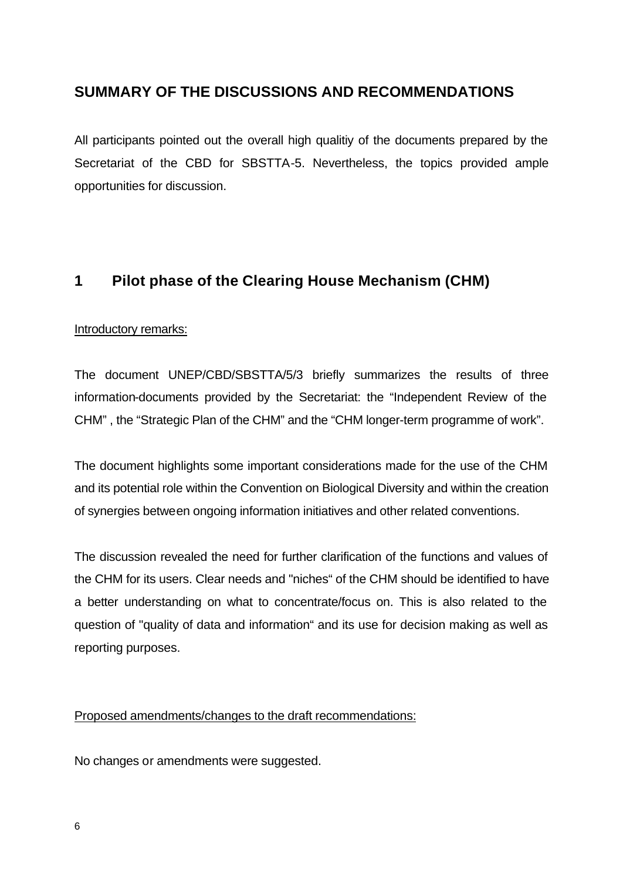## SUMMARY OF THE DISCUSSIONS AND RECOMMENDATIONS

All participants pointed out the overall high qualitiy of the documents prepared by the Secretariat of the CBD for SBSTTA-5. Nevertheless, the topics provided ample opportunities for discussion.

## 1 Pilot phase of the Clearing House Mechanism (CHM)

Introductory remarks:

The document UNEP/CBD/SBSTTA/5/3 briefly summarizes the results of three information-documents provided by the Secretariat: the "Independent Review of the CHM" , the "Strategic Plan of the CHM" and the "CHM longer-term programme of work".

The document highlights some important considerations made for the use of the CHM and its potential role within the Convention on Biological Diversity and within the creation of synergies between ongoing information initiatives and other related conventions.

The discussion revealed the need for further clarification of the functions and values of the CHM for its users. Clear needs and "niches" of the CHM should be identified to have a better understanding on what to concentrate/focus on. This is also related to the question of "quality of data and information" and its use for decision making as well as reporting purposes.

Proposed amendments/changes to the draft recommendations:

No changes or amendments were suggested.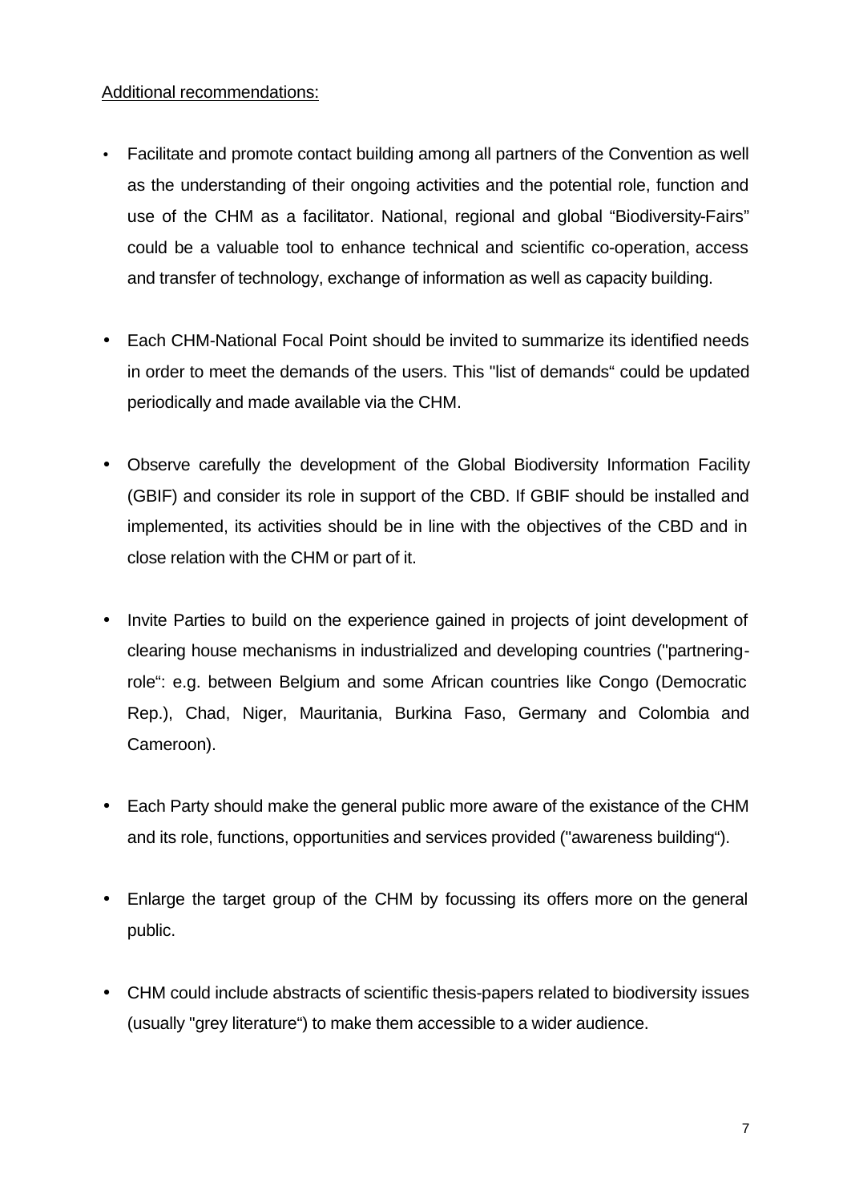Additional recommendations:

- Facilitate and promote contact building among all partners of the Convention as well as the understanding of their ongoing activities and the potential role, function and use of the CHM as a facilitator. National, regional and global "Biodiversity-Fairs" could be a valuable tool to enhance technical and scientific co-operation, access and transfer of technology, exchange of information as well as capacity building.

- Each CHM-National Focal Point should be invited to summarize its identified needs in order to meet the demands of the users. This "list of demands" could be updated periodically and made available via the CHM.

- Observe carefully the development of the Global Biodiversity Information Facility (GBIF) and consider its role in support of the CBD. If GBIF should be installed and implemented, its activities should be in line with the objectives of the CBD and in close relation with the CHM or part of it.

- Invite Parties to build on the experience gained in projects of joint development of clearing house mechanisms in industrialized and developing countries ("partnering-role": e.g. between Belgium and some African countries like Congo (Democratic Rep.), Chad, Niger, Mauritania, Burkina Faso, Germany and Colombia and Cameroon).

- Each Party should make the general public more aware of the existance of the CHM and its role, functions, opportunities and services provided ("awareness building").

- Enlarge the target group of the CHM by focussing its offers more on the general public.

- CHM could include abstracts of scientific thesis-papers related to biodiversity issues (usually "grey literature") to make them accessible to a wider audience.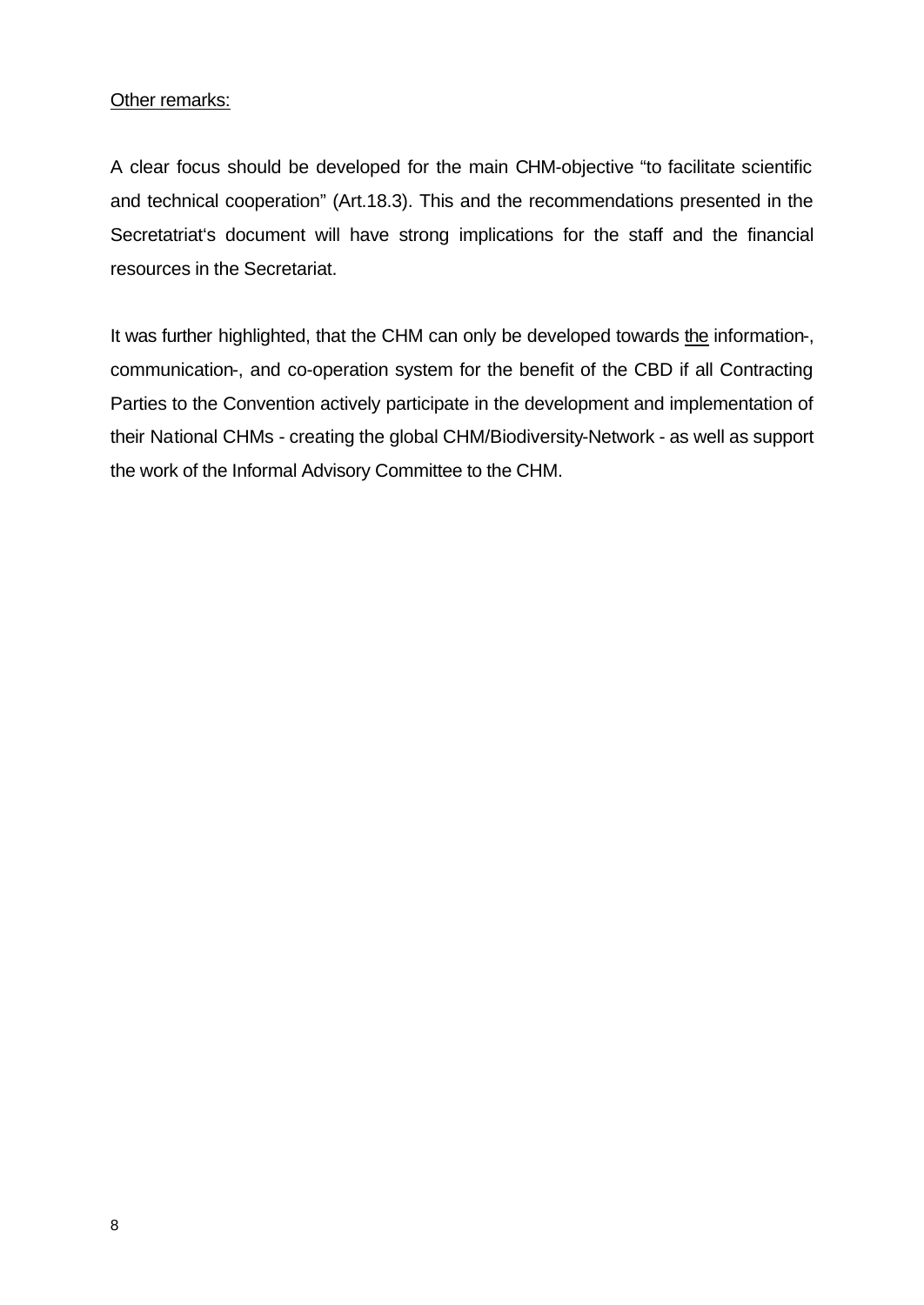<u>Other remarks:</u>

A clear focus should be developed for the main CHM-objective “to facilitate scientific and technical cooperation” (Art.18.3). This and the recommendations presented in the Secretatriat‘s document will have strong implications for the staff and the financial resources in the Secretariat.

It was further highlighted, that the CHM can only be developed towards <u>the</u> information-, communication-, and co-operation system for the benefit of the CBD if all Contracting Parties to the Convention actively participate in the development and implementation of their National CHMs - creating the global CHM/Biodiversity-Network - as well as support the work of the Informal Advisory Committee to the CHM.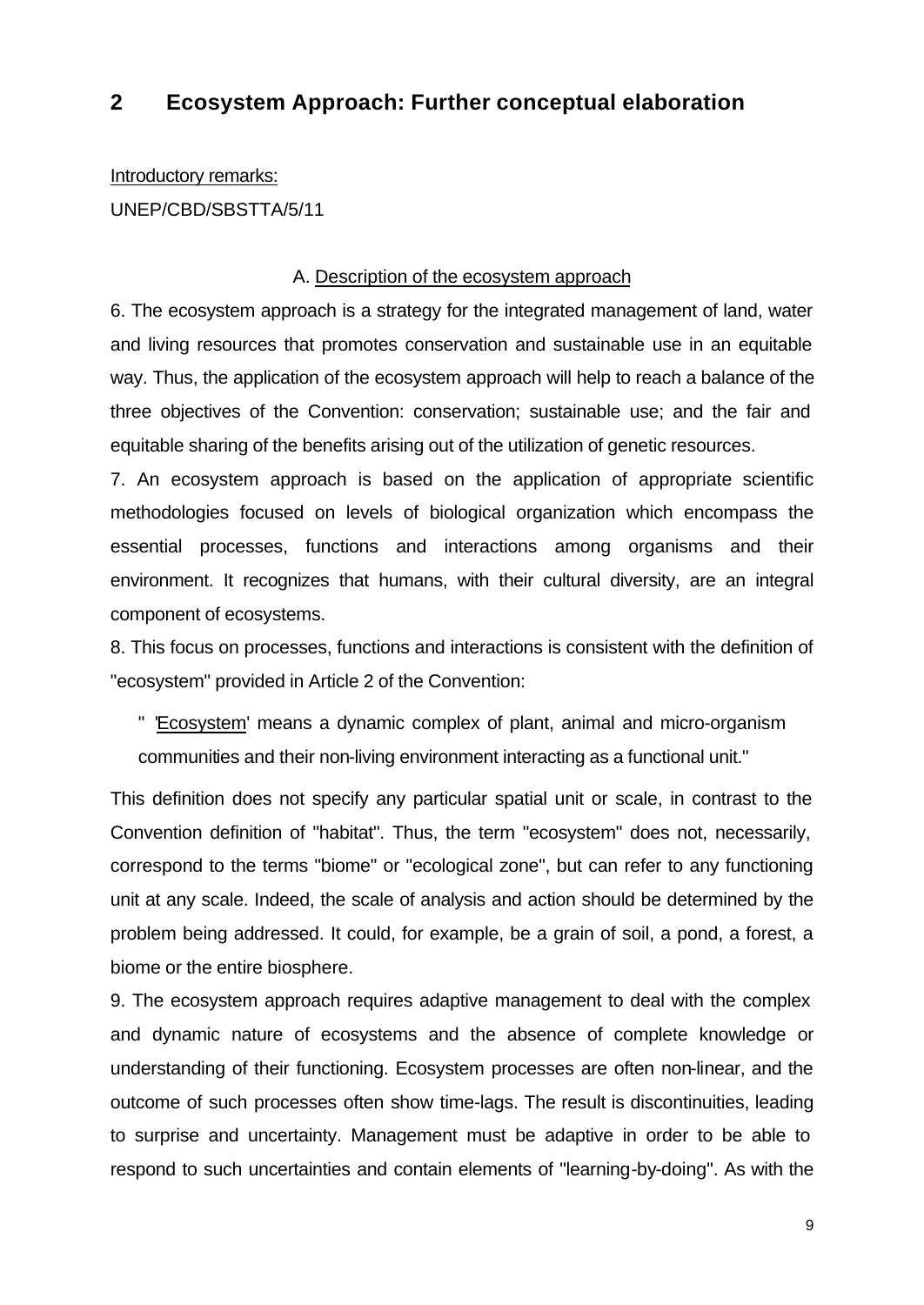## 2 Ecosystem Approach: Further conceptual elaboration

Introductory remarks:

UNEP/CBD/SBSTTA/5/11

A. Description of the ecosystem approach

6. The ecosystem approach is a strategy for the integrated management of land, water and living resources that promotes conservation and sustainable use in an equitable way. Thus, the application of the ecosystem approach will help to reach a balance of the three objectives of the Convention: conservation; sustainable use; and the fair and equitable sharing of the benefits arising out of the utilization of genetic resources.

7. An ecosystem approach is based on the application of appropriate scientific methodologies focused on levels of biological organization which encompass the essential processes, functions and interactions among organisms and their environment. It recognizes that humans, with their cultural diversity, are an integral component of ecosystems.

8. This focus on processes, functions and interactions is consistent with the definition of "ecosystem" provided in Article 2 of the Convention:

> " 'Ecosystem' means a dynamic complex of plant, animal and micro-organism communities and their non-living environment interacting as a functional unit."

This definition does not specify any particular spatial unit or scale, in contrast to the Convention definition of "habitat". Thus, the term "ecosystem" does not, necessarily, correspond to the terms "biome" or "ecological zone", but can refer to any functioning unit at any scale. Indeed, the scale of analysis and action should be determined by the problem being addressed. It could, for example, be a grain of soil, a pond, a forest, a biome or the entire biosphere.

9. The ecosystem approach requires adaptive management to deal with the complex and dynamic nature of ecosystems and the absence of complete knowledge or understanding of their functioning. Ecosystem processes are often non-linear, and the outcome of such processes often show time-lags. The result is discontinuities, leading to surprise and uncertainty. Management must be adaptive in order to be able to respond to such uncertainties and contain elements of "learning-by-doing". As with the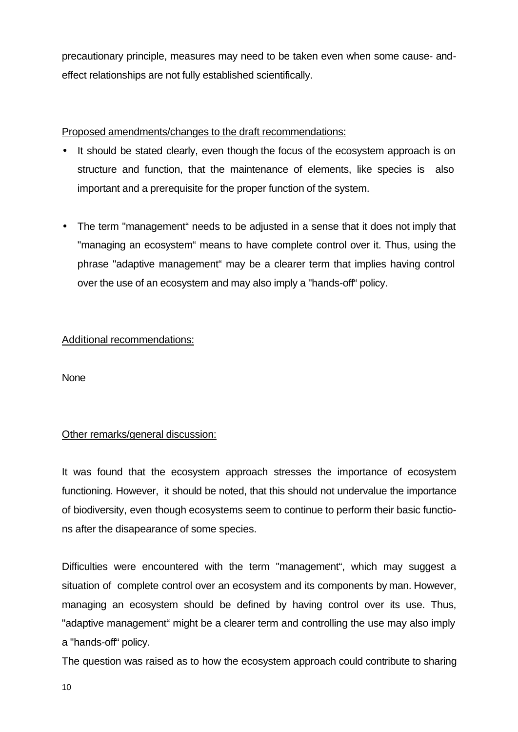precautionary principle, measures may need to be taken even when some cause- and-effect relationships are not fully established scientifically.

Proposed amendments/changes to the draft recommendations:

- It should be stated clearly, even though the focus of the ecosystem approach is on structure and function, that the maintenance of elements, like species is also important and a prerequisite for the proper function of the system.

- The term "management" needs to be adjusted in a sense that it does not imply that "managing an ecosystem" means to have complete control over it. Thus, using the phrase "adaptive management" may be a clearer term that implies having control over the use of an ecosystem and may also imply a "hands-off" policy.

Additional recommendations:

None

Other remarks/general discussion:

It was found that the ecosystem approach stresses the importance of ecosystem functioning. However, it should be noted, that this should not undervalue the importance of biodiversity, even though ecosystems seem to continue to perform their basic functions after the disapearance of some species.

Difficulties were encountered with the term "management", which may suggest a situation of complete control over an ecosystem and its components by man. However, managing an ecosystem should be defined by having control over its use. Thus, "adaptive management" might be a clearer term and controlling the use may also imply a "hands-off" policy.

The question was raised as to how the ecosystem approach could contribute to sharing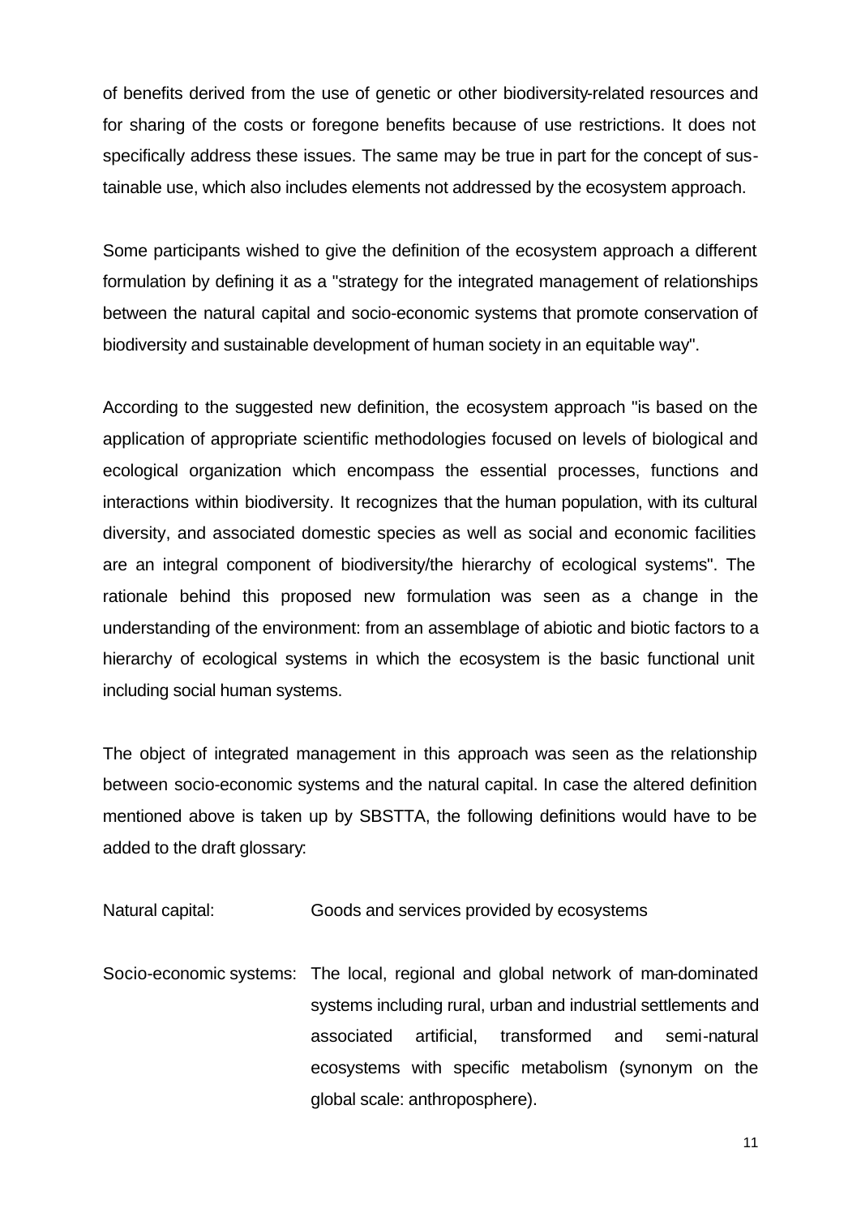of benefits derived from the use of genetic or other biodiversity-related resources and for sharing of the costs or foregone benefits because of use restrictions. It does not specifically address these issues. The same may be true in part for the concept of sustainable use, which also includes elements not addressed by the ecosystem approach.

Some participants wished to give the definition of the ecosystem approach a different formulation by defining it as a "strategy for the integrated management of relationships between the natural capital and socio-economic systems that promote conservation of biodiversity and sustainable development of human society in an equitable way".

According to the suggested new definition, the ecosystem approach "is based on the application of appropriate scientific methodologies focused on levels of biological and ecological organization which encompass the essential processes, functions and interactions within biodiversity. It recognizes that the human population, with its cultural diversity, and associated domestic species as well as social and economic facilities are an integral component of biodiversity/the hierarchy of ecological systems". The rationale behind this proposed new formulation was seen as a change in the understanding of the environment: from an assemblage of abiotic and biotic factors to a hierarchy of ecological systems in which the ecosystem is the basic functional unit including social human systems.

The object of integrated management in this approach was seen as the relationship between socio-economic systems and the natural capital. In case the altered definition mentioned above is taken up by SBSTTA, the following definitions would have to be added to the draft glossary:

Natural capital: Goods and services provided by ecosystems

Socio-economic systems: The local, regional and global network of man-dominated systems including rural, urban and industrial settlements and associated artificial, transformed and semi-natural ecosystems with specific metabolism (synonym on the global scale: anthroposphere).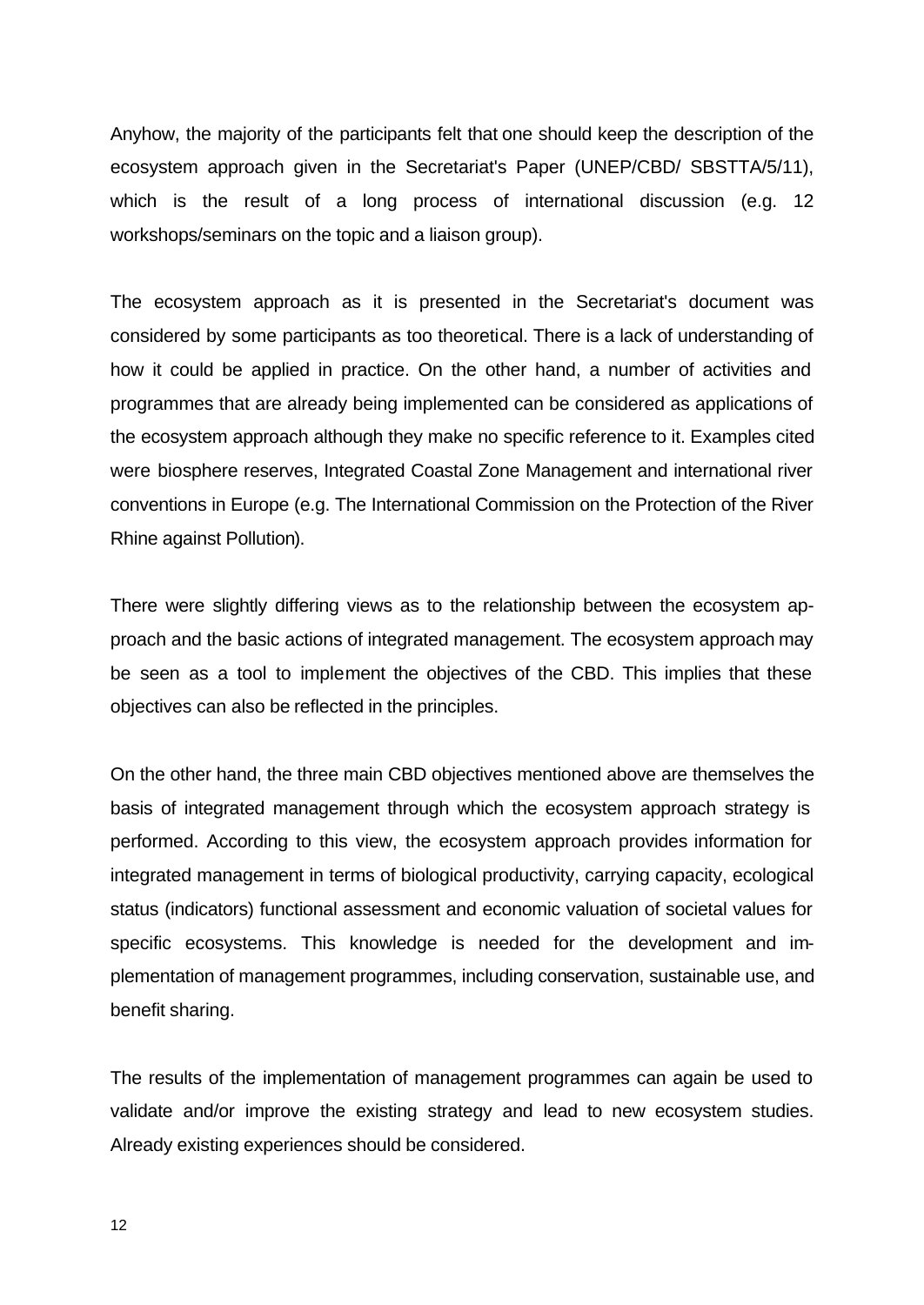Anyhow, the majority of the participants felt that one should keep the description of the ecosystem approach given in the Secretariat's Paper (UNEP/CBD/ SBSTTA/5/11), which is the result of a long process of international discussion (e.g. 12 workshops/seminars on the topic and a liaison group).

The ecosystem approach as it is presented in the Secretariat's document was considered by some participants as too theoretical. There is a lack of understanding of how it could be applied in practice. On the other hand, a number of activities and programmes that are already being implemented can be considered as applications of the ecosystem approach although they make no specific reference to it. Examples cited were biosphere reserves, Integrated Coastal Zone Management and international river conventions in Europe (e.g. The International Commission on the Protection of the River Rhine against Pollution).

There were slightly differing views as to the relationship between the ecosystem approach and the basic actions of integrated management. The ecosystem approach may be seen as a tool to implement the objectives of the CBD. This implies that these objectives can also be reflected in the principles.

On the other hand, the three main CBD objectives mentioned above are themselves the basis of integrated management through which the ecosystem approach strategy is performed. According to this view, the ecosystem approach provides information for integrated management in terms of biological productivity, carrying capacity, ecological status (indicators) functional assessment and economic valuation of societal values for specific ecosystems. This knowledge is needed for the development and implementation of management programmes, including conservation, sustainable use, and benefit sharing.

The results of the implementation of management programmes can again be used to validate and/or improve the existing strategy and lead to new ecosystem studies. Already existing experiences should be considered.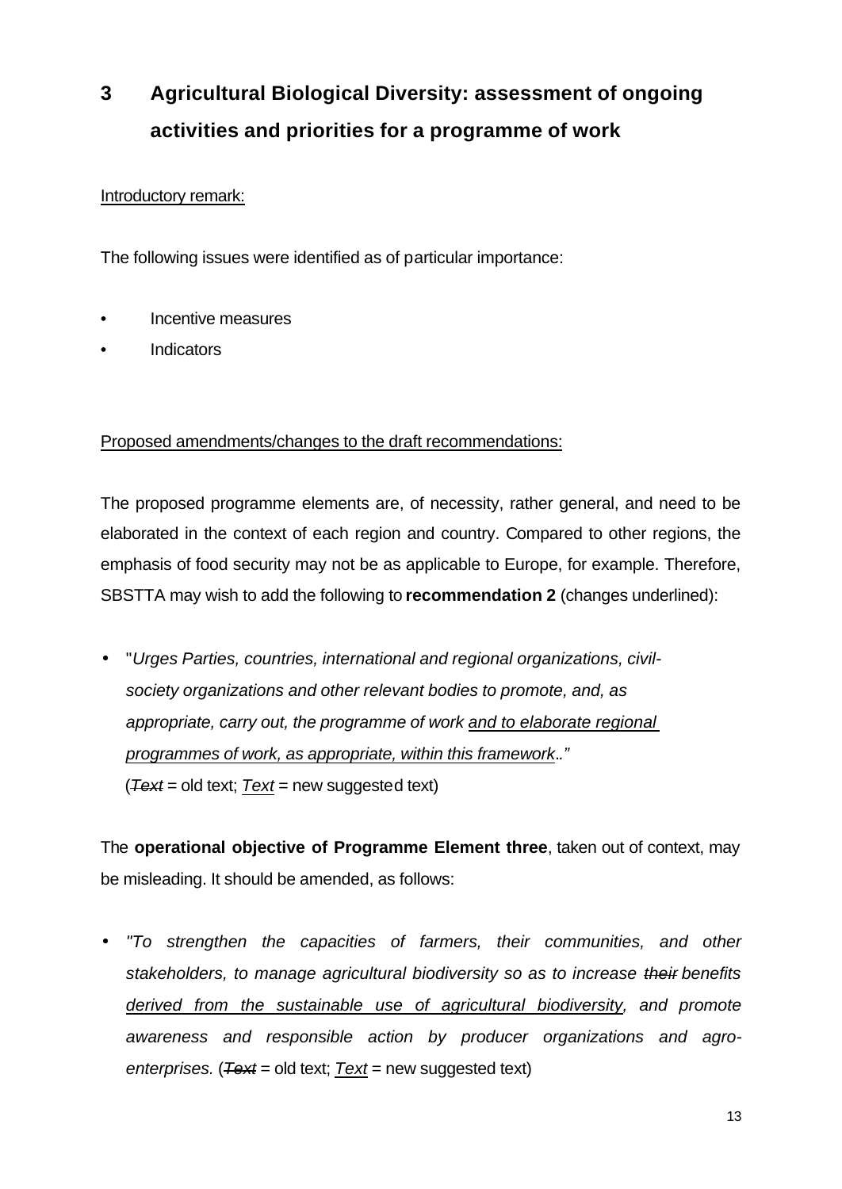# 3 Agricultural Biological Diversity: assessment of ongoing activities and priorities for a programme of work

Introductory remark:

The following issues were identified as of particular importance:

- Incentive measures
- Indicators

Proposed amendments/changes to the draft recommendations:

The proposed programme elements are, of necessity, rather general, and need to be elaborated in the context of each region and country. Compared to other regions, the emphasis of food security may not be as applicable to Europe, for example. Therefore, SBSTTA may wish to add the following to **recommendation 2** (changes underlined):

- "*Urges Parties, countries, international and regional organizations, civil-society organizations and other relevant bodies to promote, and, as appropriate, carry out, the programme of work <u>and to elaborate regional programmes of work, as appropriate, within this framework</u>.."*
  (~~*Text*~~ = old text; <u>*Text*</u> = new suggested text)

The **operational objective of Programme Element three**, taken out of context, may be misleading. It should be amended, as follows:

- *"To strengthen the capacities of farmers, their communities, and other stakeholders, to manage agricultural biodiversity so as to increase ~~their~~ benefits <u>derived from the sustainable use of agricultural biodiversity</u>, and promote awareness and responsible action by producer organizations and agro-enterprises.* (~~*Text*~~ = old text; <u>*Text*</u> = new suggested text)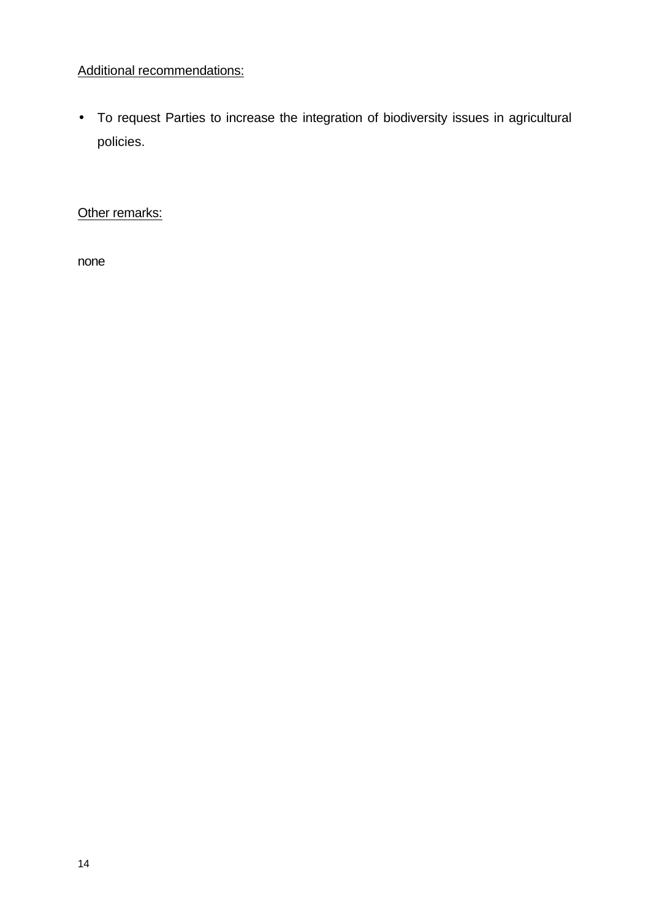<u>Additional recommendations:</u>

- To request Parties to increase the integration of biodiversity issues in agricultural policies.

<u>Other remarks:</u>

none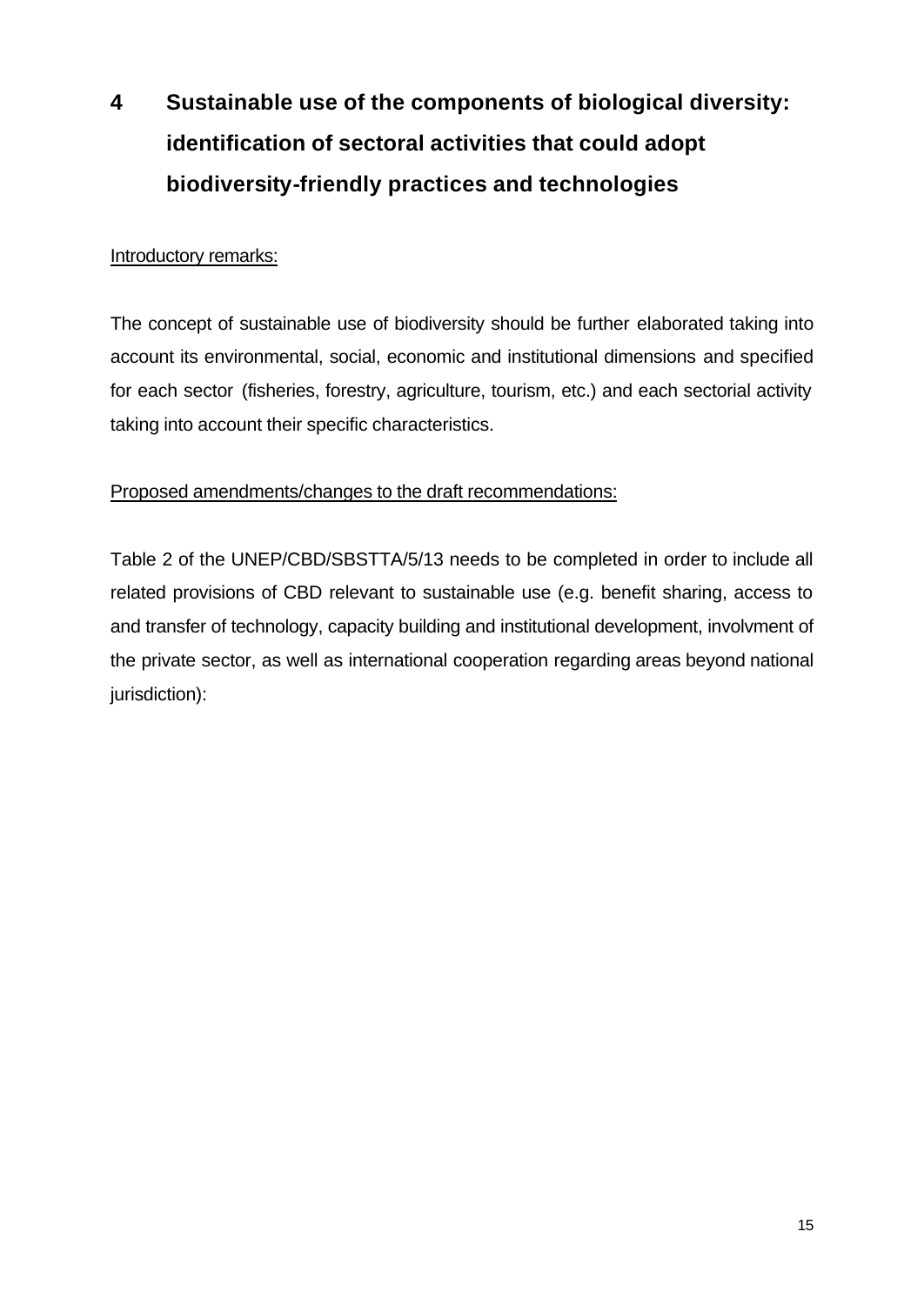# 4 Sustainable use of the components of biological diversity: identification of sectoral activities that could adopt biodiversity-friendly practices and technologies

Introductory remarks:

The concept of sustainable use of biodiversity should be further elaborated taking into account its environmental, social, economic and institutional dimensions and specified for each sector (fisheries, forestry, agriculture, tourism, etc.) and each sectorial activity taking into account their specific characteristics.

Proposed amendments/changes to the draft recommendations:

Table 2 of the UNEP/CBD/SBSTTA/5/13 needs to be completed in order to include all related provisions of CBD relevant to sustainable use (e.g. benefit sharing, access to and transfer of technology, capacity building and institutional development, involvment of the private sector, as well as international cooperation regarding areas beyond national jurisdiction):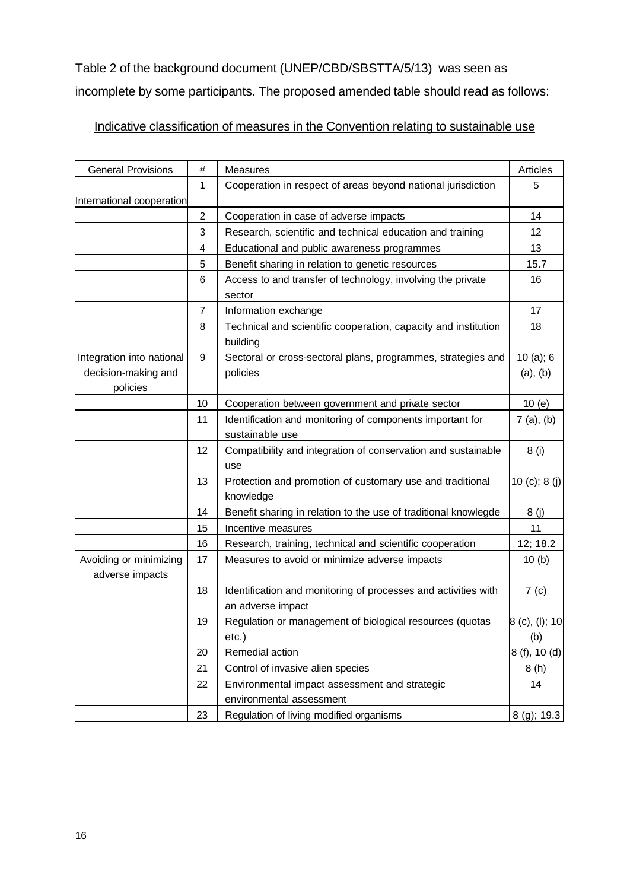Table 2 of the background document (UNEP/CBD/SBSTTA/5/13) was seen as incomplete by some participants. The proposed amended table should read as follows:

Indicative classification of measures in the Convention relating to sustainable use

| General Provisions | # | Measures | Articles |
|---|---|---|---|
| International cooperation | 1 | Cooperation in respect of areas beyond national jurisdiction | 5 |
| | 2 | Cooperation in case of adverse impacts | 14 |
| | 3 | Research, scientific and technical education and training | 12 |
| | 4 | Educational and public awareness programmes | 13 |
| | 5 | Benefit sharing in relation to genetic resources | 15.7 |
| | 6 | Access to and transfer of technology, involving the private sector | 16 |
| | 7 | Information exchange | 17 |
| | 8 | Technical and scientific cooperation, capacity and institution building | 18 |
| Integration into national decision-making and policies | 9 | Sectoral or cross-sectoral plans, programmes, strategies and policies | 10 (a); 6 (a), (b) |
| | 10 | Cooperation between government and private sector | 10 (e) |
| | 11 | Identification and monitoring of components important for sustainable use | 7 (a), (b) |
| | 12 | Compatibility and integration of conservation and sustainable use | 8 (i) |
| | 13 | Protection and promotion of customary use and traditional knowledge | 10 (c); 8 (j) |
| | 14 | Benefit sharing in relation to the use of traditional knowlegde | 8 (j) |
| | 15 | Incentive measures | 11 |
| | 16 | Research, training, technical and scientific cooperation | 12; 18.2 |
| Avoiding or minimizing adverse impacts | 17 | Measures to avoid or minimize adverse impacts | 10 (b) |
| | 18 | Identification and monitoring of processes and activities with an adverse impact | 7 (c) |
| | 19 | Regulation or management of biological resources (quotas etc.) | 8 (c), (l); 10 (b) |
| | 20 | Remedial action | 8 (f), 10 (d) |
| | 21 | Control of invasive alien species | 8 (h) |
| | 22 | Environmental impact assessment and strategic environmental assessment | 14 |
| | 23 | Regulation of living modified organisms | 8 (g); 19.3 |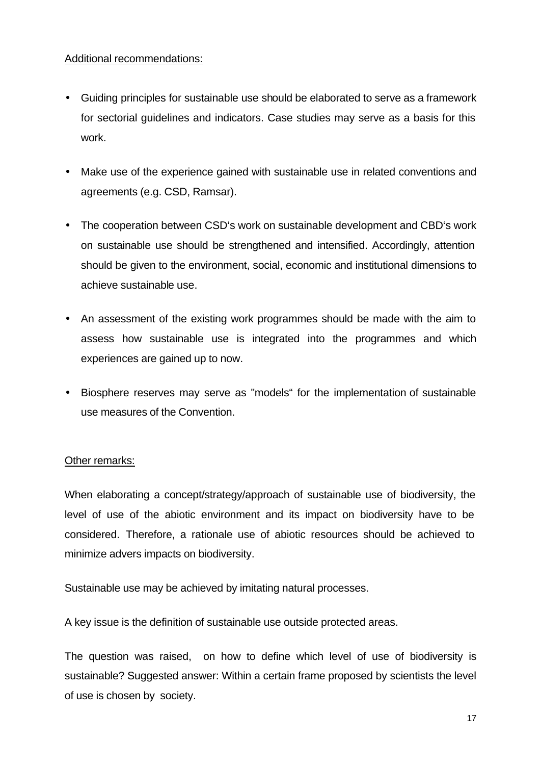Additional recommendations:

- Guiding principles for sustainable use should be elaborated to serve as a framework for sectorial guidelines and indicators. Case studies may serve as a basis for this work.
- Make use of the experience gained with sustainable use in related conventions and agreements (e.g. CSD, Ramsar).
- The cooperation between CSD's work on sustainable development and CBD's work on sustainable use should be strengthened and intensified. Accordingly, attention should be given to the environment, social, economic and institutional dimensions to achieve sustainable use.
- An assessment of the existing work programmes should be made with the aim to assess how sustainable use is integrated into the programmes and which experiences are gained up to now.
- Biosphere reserves may serve as "models" for the implementation of sustainable use measures of the Convention.

Other remarks:

When elaborating a concept/strategy/approach of sustainable use of biodiversity, the level of use of the abiotic environment and its impact on biodiversity have to be considered. Therefore, a rationale use of abiotic resources should be achieved to minimize advers impacts on biodiversity.

Sustainable use may be achieved by imitating natural processes.

A key issue is the definition of sustainable use outside protected areas.

The question was raised, on how to define which level of use of biodiversity is sustainable? Suggested answer: Within a certain frame proposed by scientists the level of use is chosen by society.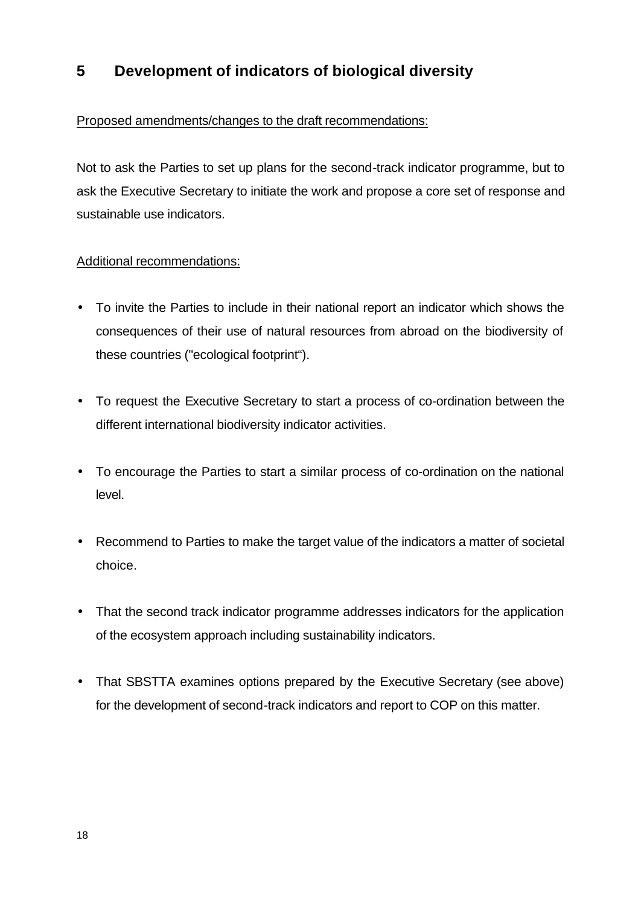## 5 Development of indicators of biological diversity

Proposed amendments/changes to the draft recommendations:

Not to ask the Parties to set up plans for the second-track indicator programme, but to ask the Executive Secretary to initiate the work and propose a core set of response and sustainable use indicators.

Additional recommendations:

- To invite the Parties to include in their national report an indicator which shows the consequences of their use of natural resources from abroad on the biodiversity of these countries ("ecological footprint").
- To request the Executive Secretary to start a process of co-ordination between the different international biodiversity indicator activities.
- To encourage the Parties to start a similar process of co-ordination on the national level.
- Recommend to Parties to make the target value of the indicators a matter of societal choice.
- That the second track indicator programme addresses indicators for the application of the ecosystem approach including sustainability indicators.
- That SBSTTA examines options prepared by the Executive Secretary (see above) for the development of second-track indicators and report to COP on this matter.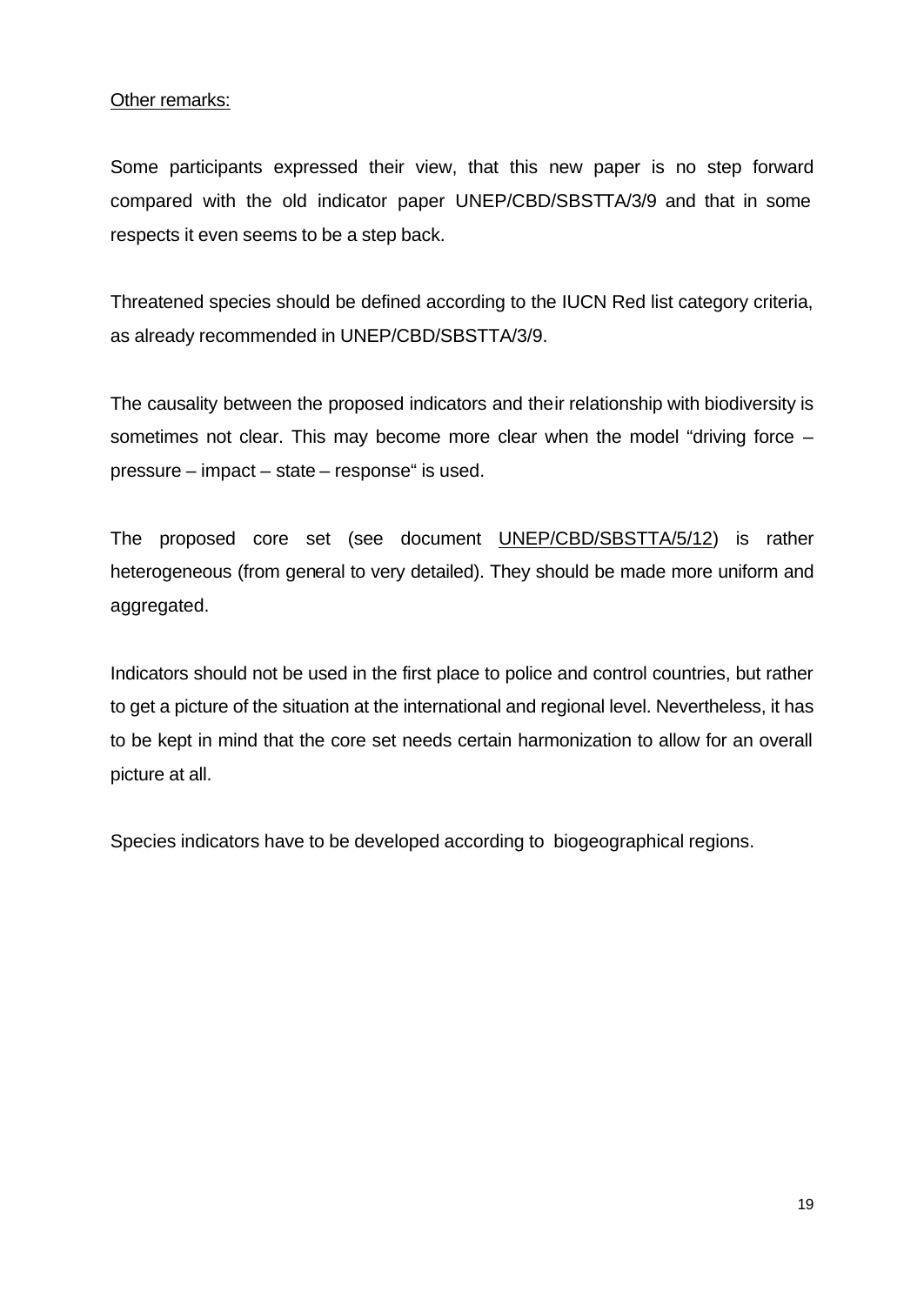Other remarks:

Some participants expressed their view, that this new paper is no step forward compared with the old indicator paper UNEP/CBD/SBSTTA/3/9 and that in some respects it even seems to be a step back.

Threatened species should be defined according to the IUCN Red list category criteria, as already recommended in UNEP/CBD/SBSTTA/3/9.

The causality between the proposed indicators and their relationship with biodiversity is sometimes not clear. This may become more clear when the model "driving force – pressure – impact – state – response" is used.

The proposed core set (see document UNEP/CBD/SBSTTA/5/12) is rather heterogeneous (from general to very detailed). They should be made more uniform and aggregated.

Indicators should not be used in the first place to police and control countries, but rather to get a picture of the situation at the international and regional level. Nevertheless, it has to be kept in mind that the core set needs certain harmonization to allow for an overall picture at all.

Species indicators have to be developed according to biogeographical regions.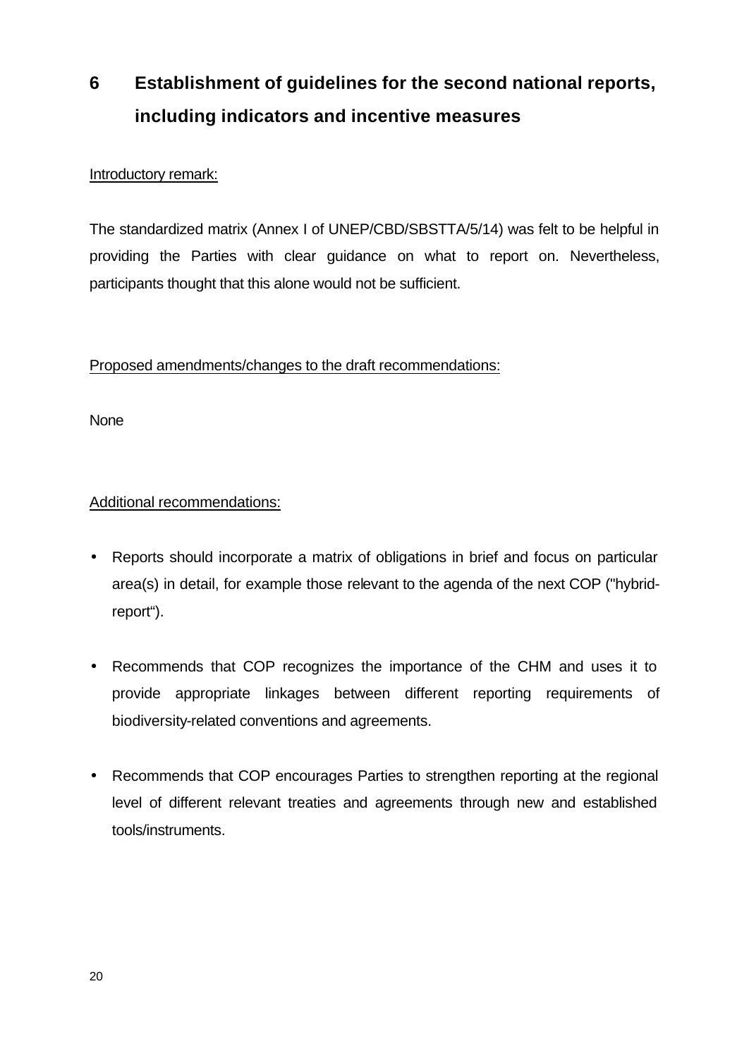# 6 Establishment of guidelines for the second national reports, including indicators and incentive measures

Introductory remark:

The standardized matrix (Annex I of UNEP/CBD/SBSTTA/5/14) was felt to be helpful in providing the Parties with clear guidance on what to report on. Nevertheless, participants thought that this alone would not be sufficient.

Proposed amendments/changes to the draft recommendations:

None

Additional recommendations:

- Reports should incorporate a matrix of obligations in brief and focus on particular area(s) in detail, for example those relevant to the agenda of the next COP ("hybrid-report").
- Recommends that COP recognizes the importance of the CHM and uses it to provide appropriate linkages between different reporting requirements of biodiversity-related conventions and agreements.
- Recommends that COP encourages Parties to strengthen reporting at the regional level of different relevant treaties and agreements through new and established tools/instruments.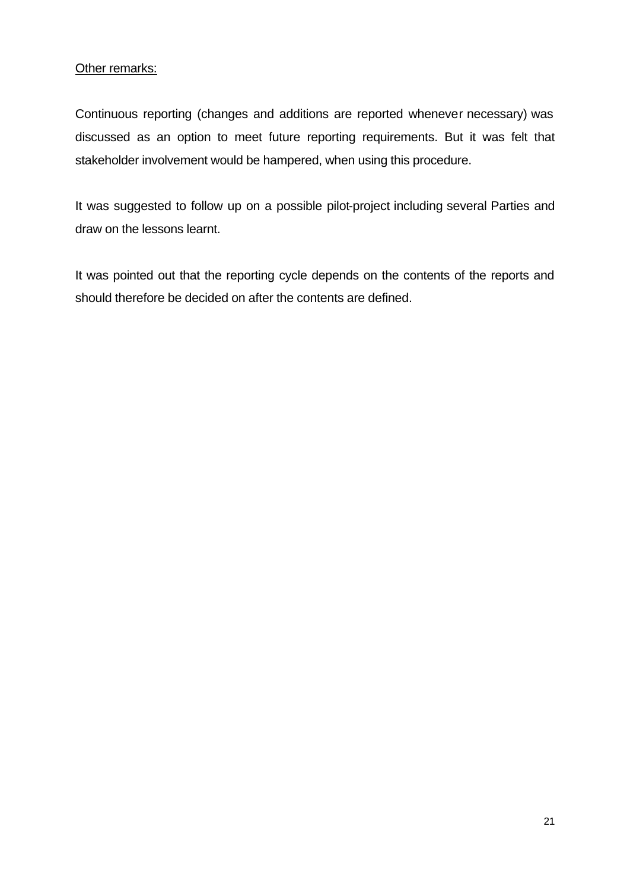<u>Other remarks:</u>

Continuous reporting (changes and additions are reported whenever necessary) was discussed as an option to meet future reporting requirements. But it was felt that stakeholder involvement would be hampered, when using this procedure.

It was suggested to follow up on a possible pilot-project including several Parties and draw on the lessons learnt.

It was pointed out that the reporting cycle depends on the contents of the reports and should therefore be decided on after the contents are defined.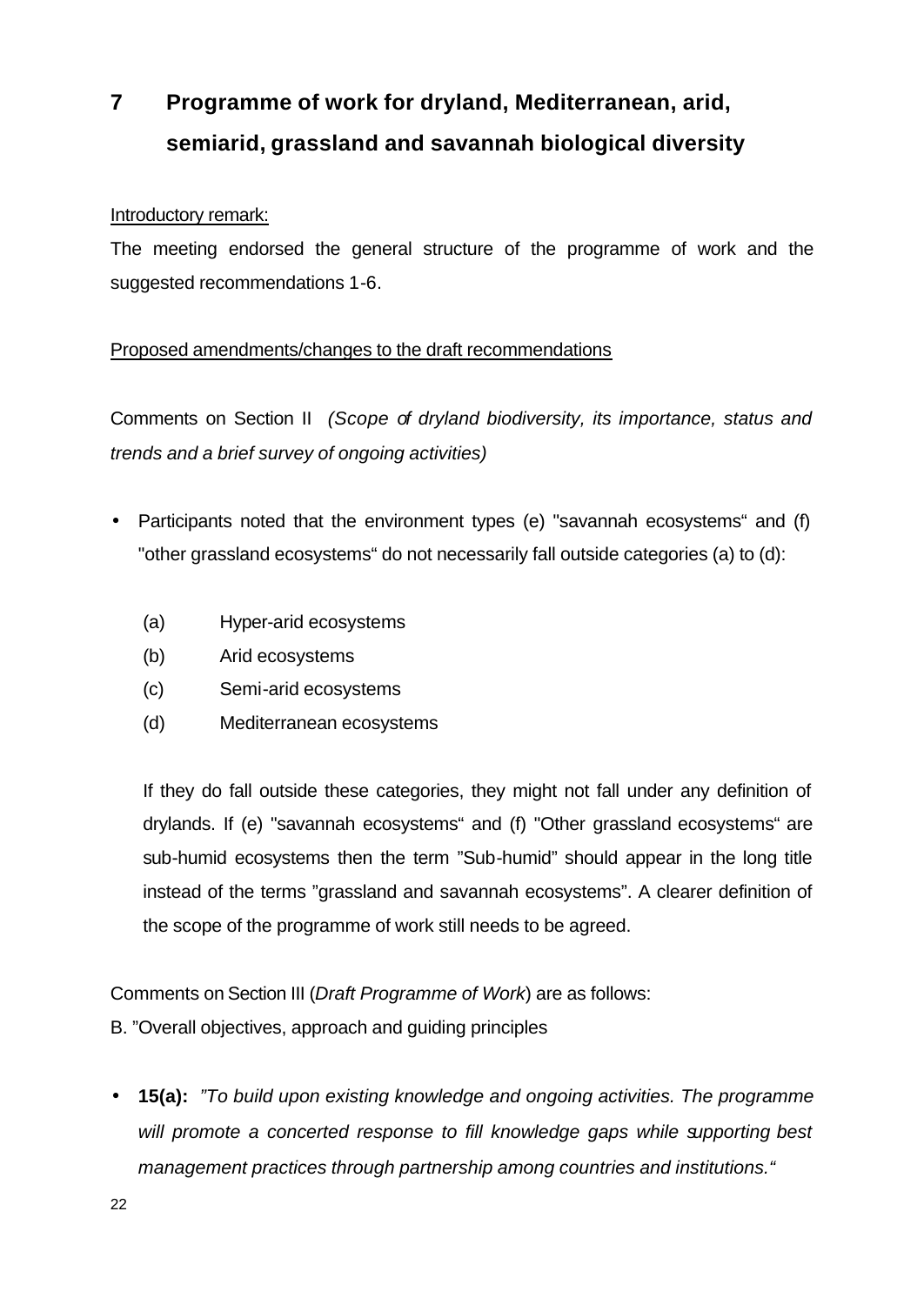# 7 Programme of work for dryland, Mediterranean, arid, semiarid, grassland and savannah biological diversity

Introductory remark:

The meeting endorsed the general structure of the programme of work and the suggested recommendations 1-6.

Proposed amendments/changes to the draft recommendations

Comments on Section II *(Scope of dryland biodiversity, its importance, status and trends and a brief survey of ongoing activities)*

- Participants noted that the environment types (e) "savannah ecosystems“ and (f) "other grassland ecosystems“ do not necessarily fall outside categories (a) to (d):

  (a) Hyper-arid ecosystems
  (b) Arid ecosystems
  (c) Semi-arid ecosystems
  (d) Mediterranean ecosystems

  If they do fall outside these categories, they might not fall under any definition of drylands. If (e) "savannah ecosystems“ and (f) "Other grassland ecosystems“ are sub-humid ecosystems then the term ”Sub-humid” should appear in the long title instead of the terms ”grassland and savannah ecosystems”. A clearer definition of the scope of the programme of work still needs to be agreed.

Comments on Section III (*Draft Programme of Work*) are as follows:

B. ”Overall objectives, approach and guiding principles

- **15(a):** *”To build upon existing knowledge and ongoing activities. The programme will promote a concerted response to fill knowledge gaps while supporting best management practices through partnership among countries and institutions.“*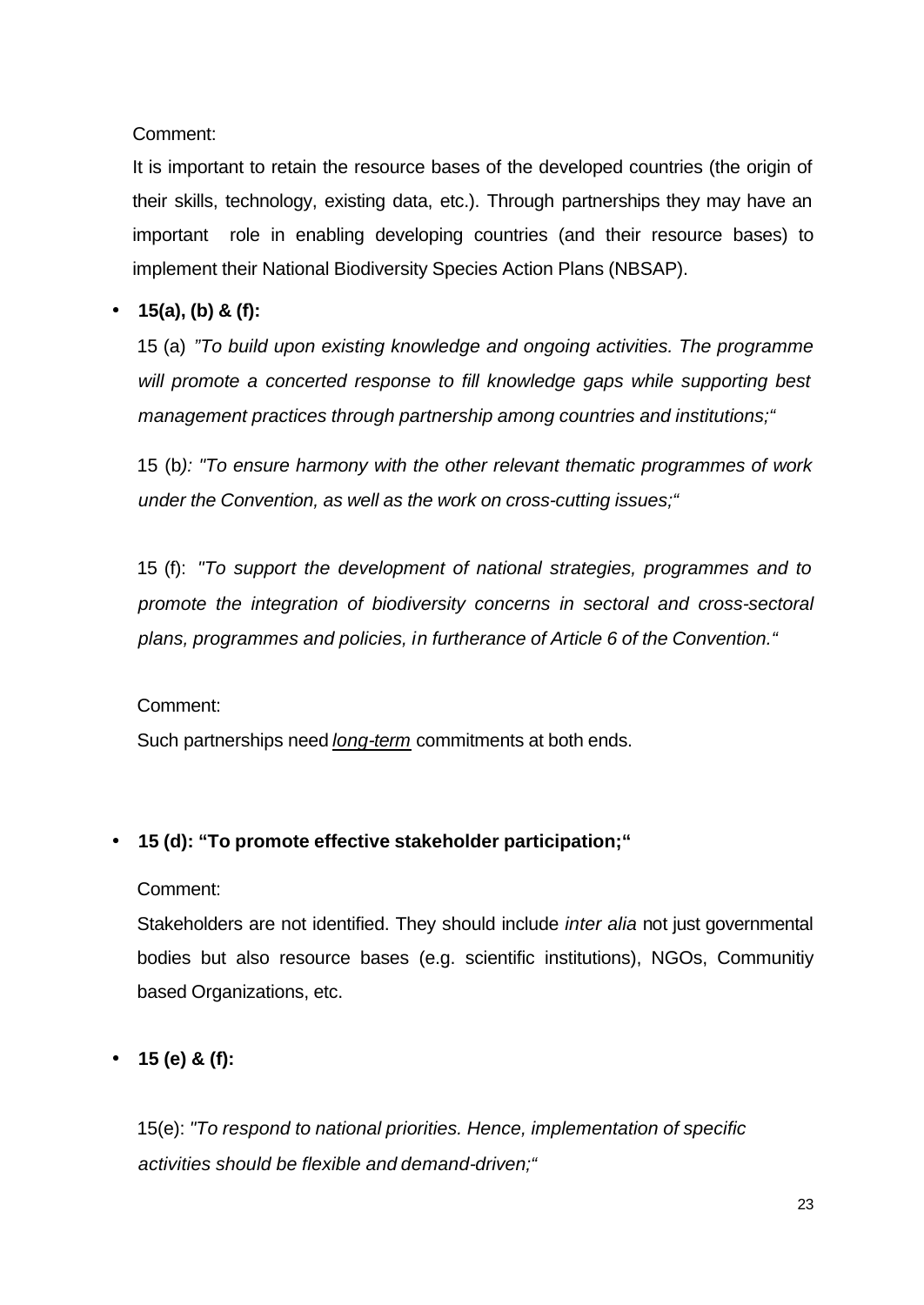Comment:

It is important to retain the resource bases of the developed countries (the origin of their skills, technology, existing data, etc.). Through partnerships they may have an important role in enabling developing countries (and their resource bases) to implement their National Biodiversity Species Action Plans (NBSAP).

- **15(a), (b) & (f):**

  15 (a) *"To build upon existing knowledge and ongoing activities. The programme will promote a concerted response to fill knowledge gaps while supporting best management practices through partnership among countries and institutions;"*

  15 (b*): "To ensure harmony with the other relevant thematic programmes of work under the Convention, as well as the work on cross-cutting issues;"*

  15 (f): *"To support the development of national strategies, programmes and to promote the integration of biodiversity concerns in sectoral and cross-sectoral plans, programmes and policies, in furtherance of Article 6 of the Convention."*

  Comment:

  Such partnerships need ***long-term*** commitments at both ends.

- **15 (d): "To promote effective stakeholder participation;"**

  Comment:

  Stakeholders are not identified. They should include *inter alia* not just governmental bodies but also resource bases (e.g. scientific institutions), NGOs, Communitiy based Organizations, etc.

- **15 (e) & (f):**

  15(e): *"To respond to national priorities. Hence, implementation of specific activities should be flexible and demand-driven;"*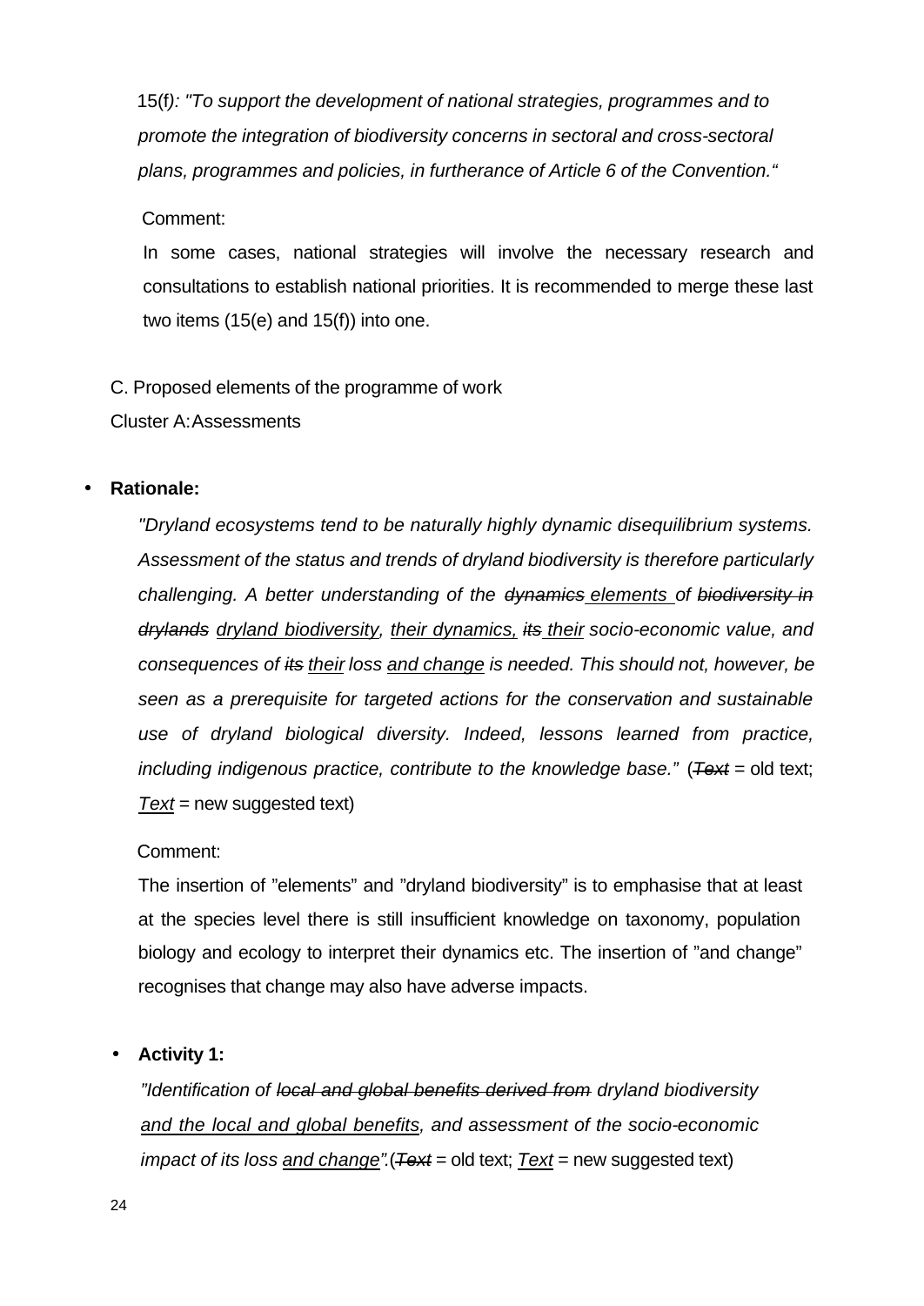15(f)*: "To support the development of national strategies, programmes and to promote the integration of biodiversity concerns in sectoral and cross-sectoral plans, programmes and policies, in furtherance of Article 6 of the Convention.“*

Comment:

In some cases, national strategies will involve the necessary research and consultations to establish national priorities. It is recommended to merge these last two items (15(e) and 15(f)) into one.

C. Proposed elements of the programme of work

Cluster A: Assessments

- **Rationale:**

  *"Dryland ecosystems tend to be naturally highly dynamic disequilibrium systems. Assessment of the status and trends of dryland biodiversity is therefore particularly challenging. A better understanding of the ~~dynamics~~ <u>elements</u> of ~~biodiversity in drylands~~ <u>dryland biodiversity</u>, <u>their dynamics,</u> ~~its~~ <u>their</u> socio-economic value, and consequences of ~~its~~ <u>their</u> loss <u>and change</u> is needed. This should not, however, be seen as a prerequisite for targeted actions for the conservation and sustainable use of dryland biological diversity. Indeed, lessons learned from practice, including indigenous practice, contribute to the knowledge base."* (~~*Text*~~ = old text; <u>*Text*</u> = new suggested text)

  Comment:

  The insertion of "elements" and "dryland biodiversity" is to emphasise that at least at the species level there is still insufficient knowledge on taxonomy, population biology and ecology to interpret their dynamics etc. The insertion of "and change" recognises that change may also have adverse impacts.

- **Activity 1:**

  *"Identification of ~~local and global benefits derived from~~ dryland biodiversity <u>and the local and global benefits</u>, and assessment of the socio-economic impact of its loss <u>and change</u>".* (~~*Text*~~ = old text; <u>*Text*</u> = new suggested text)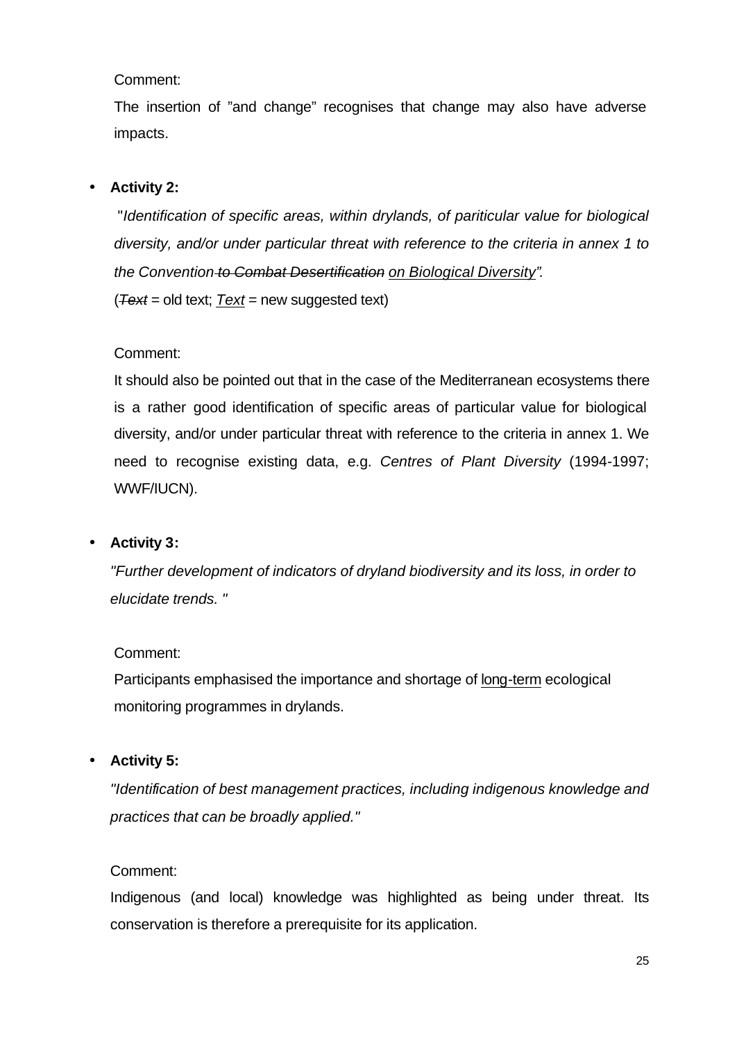Comment:

The insertion of "and change" recognises that change may also have adverse impacts.

- **Activity 2:**

  "*Identification of specific areas, within drylands, of pariticular value for biological diversity, and/or under particular threat with reference to the criteria in annex 1 to the Convention ~~to Combat Desertification~~ <u>on Biological Diversity</u>".*

  (~~*Text*~~ = old text; <u>*Text*</u> = new suggested text)

  Comment:

  It should also be pointed out that in the case of the Mediterranean ecosystems there is a rather good identification of specific areas of particular value for biological diversity, and/or under particular threat with reference to the criteria in annex 1. We need to recognise existing data, e.g. *Centres of Plant Diversity* (1994-1997; WWF/IUCN).

- **Activity 3:**

  *"Further development of indicators of dryland biodiversity and its loss, in order to elucidate trends. "*

  Comment:

  Participants emphasised the importance and shortage of <u>long-term</u> ecological monitoring programmes in drylands.

- **Activity 5:**

  *"Identification of best management practices, including indigenous knowledge and practices that can be broadly applied."*

  Comment:

  Indigenous (and local) knowledge was highlighted as being under threat. Its conservation is therefore a prerequisite for its application.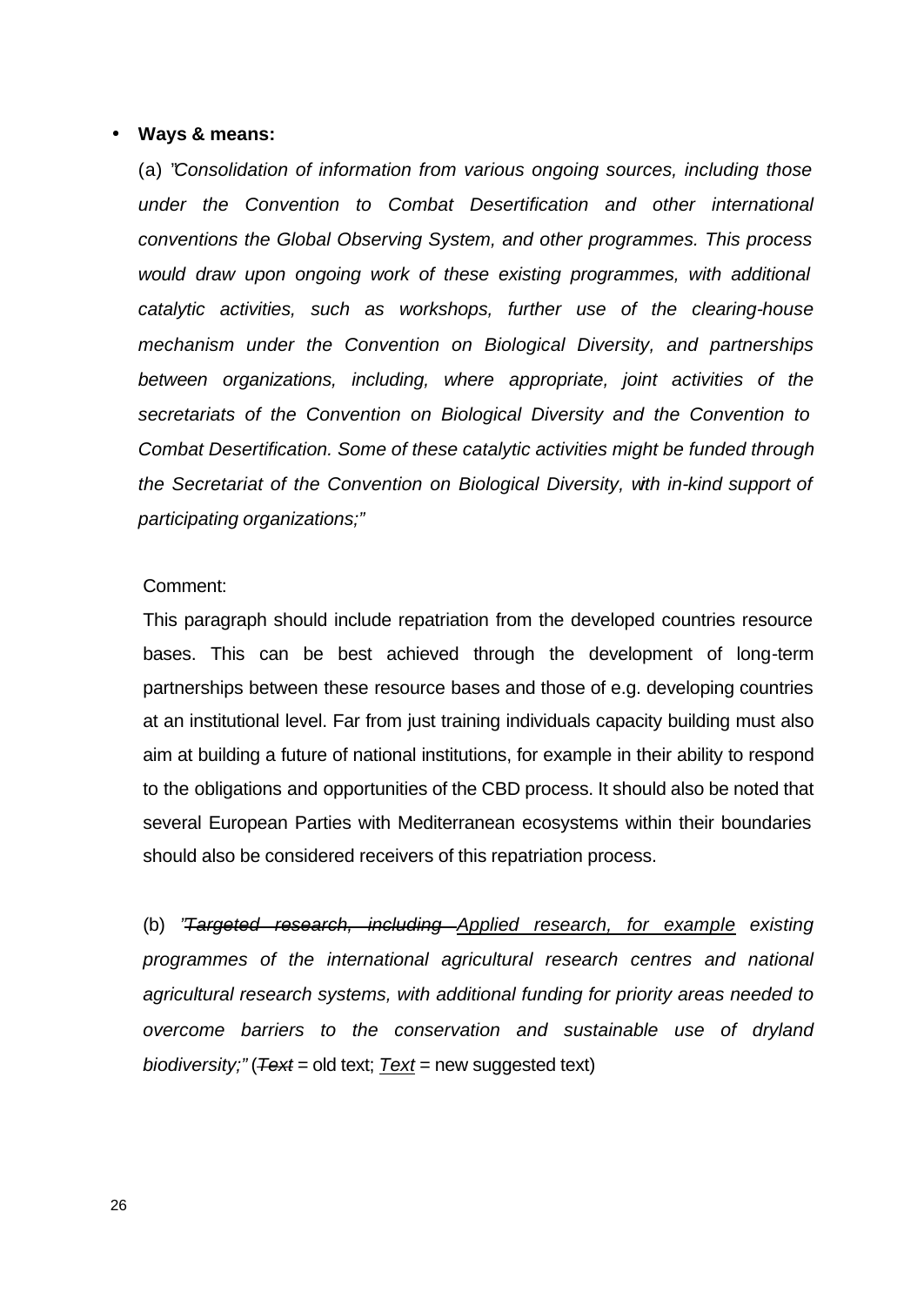- **Ways & means:**

  (a) *"Consolidation of information from various ongoing sources, including those under the Convention to Combat Desertification and other international conventions the Global Observing System, and other programmes. This process would draw upon ongoing work of these existing programmes, with additional catalytic activities, such as workshops, further use of the clearing-house mechanism under the Convention on Biological Diversity, and partnerships between organizations, including, where appropriate, joint activities of the secretariats of the Convention on Biological Diversity and the Convention to Combat Desertification. Some of these catalytic activities might be funded through the Secretariat of the Convention on Biological Diversity, with in-kind support of participating organizations;"*

  Comment:

  This paragraph should include repatriation from the developed countries resource bases. This can be best achieved through the development of long-term partnerships between these resource bases and those of e.g. developing countries at an institutional level. Far from just training individuals capacity building must also aim at building a future of national institutions, for example in their ability to respond to the obligations and opportunities of the CBD process. It should also be noted that several European Parties with Mediterranean ecosystems within their boundaries should also be considered receivers of this repatriation process.

  (b) *"~~Targeted research, including~~ <u>Applied research, for example</u> existing programmes of the international agricultural research centres and national agricultural research systems, with additional funding for priority areas needed to overcome barriers to the conservation and sustainable use of dryland biodiversity;"* (~~*Text*~~ = old text; <u>*Text*</u> = new suggested text)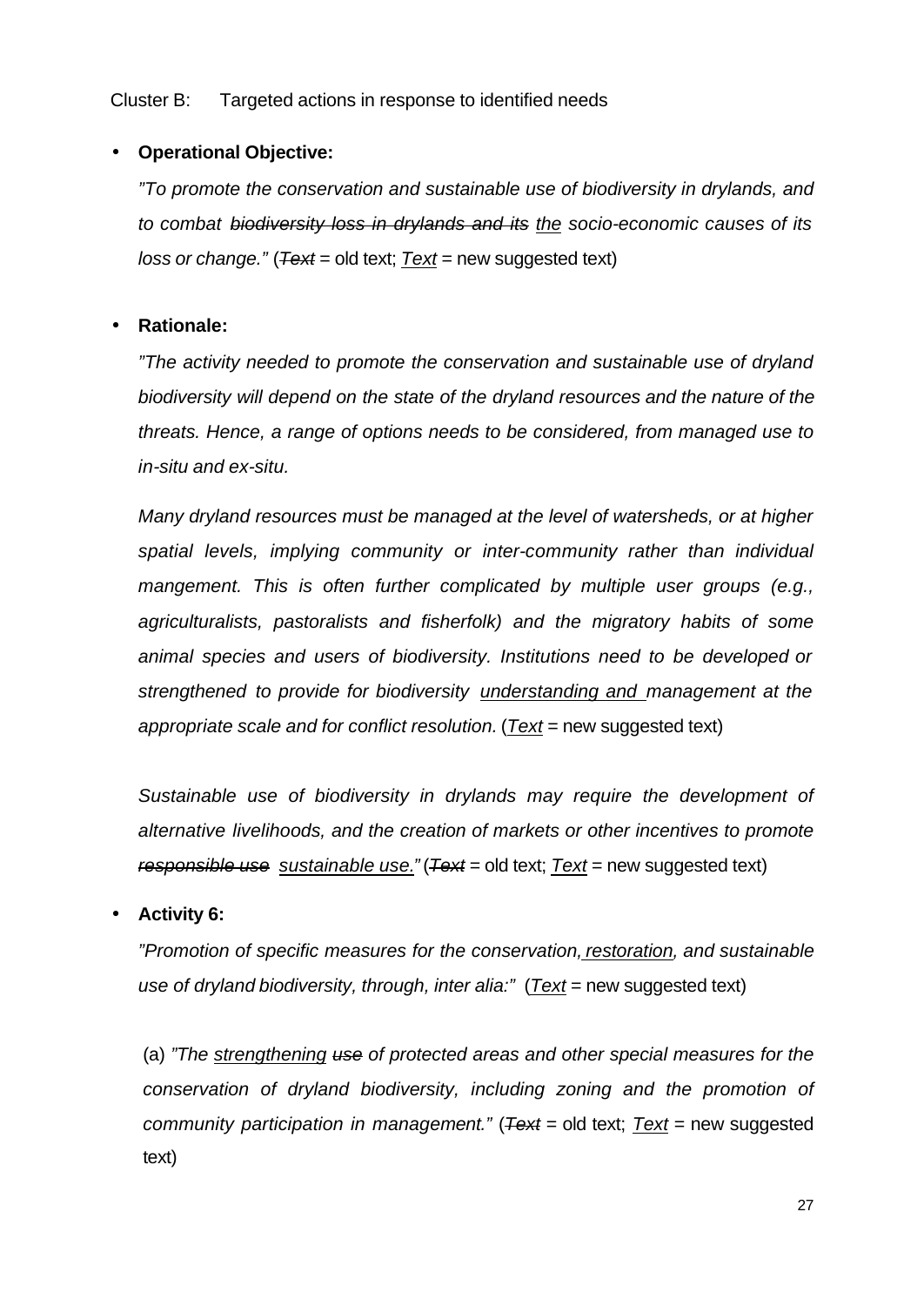Cluster B: Targeted actions in response to identified needs

- **Operational Objective:**

  *"To promote the conservation and sustainable use of biodiversity in drylands, and to combat ~~biodiversity loss in drylands and its~~ <u>the</u> socio-economic causes of its loss or change."* (~~*Text*~~ = old text; <u>*Text*</u> = new suggested text)

- **Rationale:**

  *"The activity needed to promote the conservation and sustainable use of dryland biodiversity will depend on the state of the dryland resources and the nature of the threats. Hence, a range of options needs to be considered, from managed use to in-situ and ex-situ.*

  *Many dryland resources must be managed at the level of watersheds, or at higher spatial levels, implying community or inter-community rather than individual mangement. This is often further complicated by multiple user groups (e.g., agriculturalists, pastoralists and fisherfolk) and the migratory habits of some animal species and users of biodiversity. Institutions need to be developed or strengthened to provide for biodiversity <u>understanding and</u> management at the appropriate scale and for conflict resolution.* (<u>*Text*</u> = new suggested text)

  *Sustainable use of biodiversity in drylands may require the development of alternative livelihoods, and the creation of markets or other incentives to promote ~~responsible use~~ <u>sustainable use.</u>"* (~~*Text*~~ = old text; <u>*Text*</u> = new suggested text)

- **Activity 6:**

  *"Promotion of specific measures for the conservation, <u>restoration</u>, and sustainable use of dryland biodiversity, through, inter alia:"* (<u>*Text*</u> = new suggested text)

  (a) *"The <u>strengthening</u> ~~use~~ of protected areas and other special measures for the conservation of dryland biodiversity, including zoning and the promotion of community participation in management."* (~~*Text*~~ = old text; <u>*Text*</u> = new suggested text)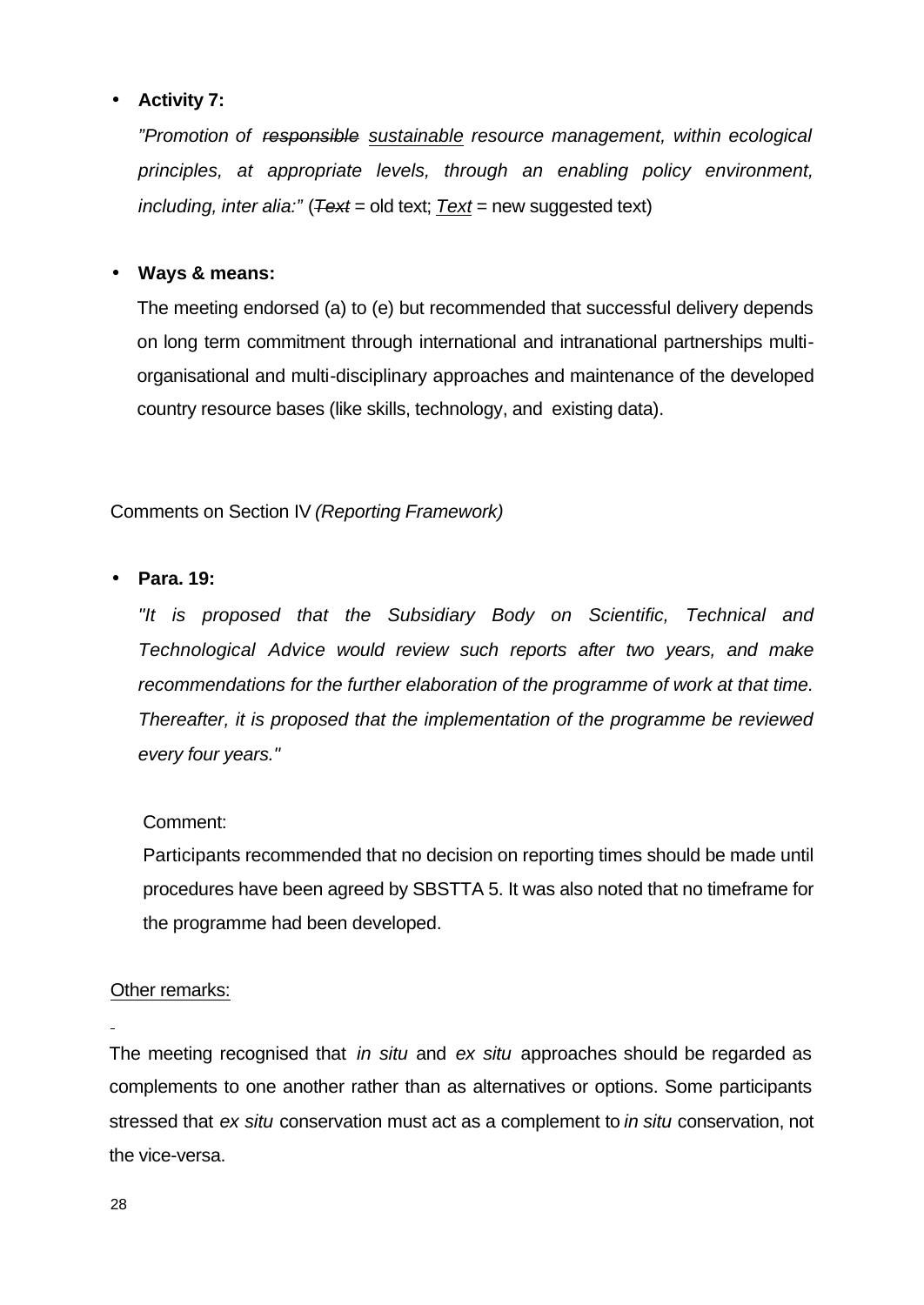- **Activity 7:**

  *"Promotion of ~~responsible~~ <u>sustainable</u> resource management, within ecological principles, at appropriate levels, through an enabling policy environment, including, inter alia:"* (~~*Text*~~ = old text; <u>*Text*</u> = new suggested text)

- **Ways & means:**

  The meeting endorsed (a) to (e) but recommended that successful delivery depends on long term commitment through international and intranational partnerships multi-organisational and multi-disciplinary approaches and maintenance of the developed country resource bases (like skills, technology, and existing data).

Comments on Section IV *(Reporting Framework)*

- **Para. 19:**

  *"It is proposed that the Subsidiary Body on Scientific, Technical and Technological Advice would review such reports after two years, and make recommendations for the further elaboration of the programme of work at that time. Thereafter, it is proposed that the implementation of the programme be reviewed every four years."*

  Comment:

  Participants recommended that no decision on reporting times should be made until procedures have been agreed by SBSTTA 5. It was also noted that no timeframe for the programme had been developed.

<u>Other remarks:</u>

The meeting recognised that *in situ* and *ex situ* approaches should be regarded as complements to one another rather than as alternatives or options. Some participants stressed that *ex situ* conservation must act as a complement to *in situ* conservation, not the vice-versa.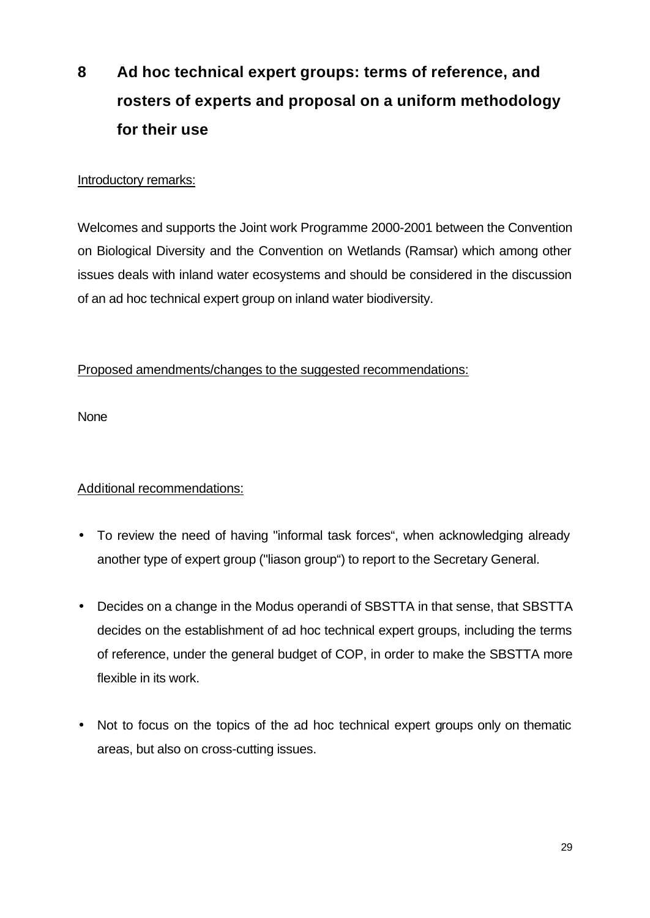# 8 Ad hoc technical expert groups: terms of reference, and rosters of experts and proposal on a uniform methodology for their use

Introductory remarks:

Welcomes and supports the Joint work Programme 2000-2001 between the Convention on Biological Diversity and the Convention on Wetlands (Ramsar) which among other issues deals with inland water ecosystems and should be considered in the discussion of an ad hoc technical expert group on inland water biodiversity.

Proposed amendments/changes to the suggested recommendations:

None

Additional recommendations:

- To review the need of having "informal task forces", when acknowledging already another type of expert group ("liason group") to report to the Secretary General.
- Decides on a change in the Modus operandi of SBSTTA in that sense, that SBSTTA decides on the establishment of ad hoc technical expert groups, including the terms of reference, under the general budget of COP, in order to make the SBSTTA more flexible in its work.
- Not to focus on the topics of the ad hoc technical expert groups only on thematic areas, but also on cross-cutting issues.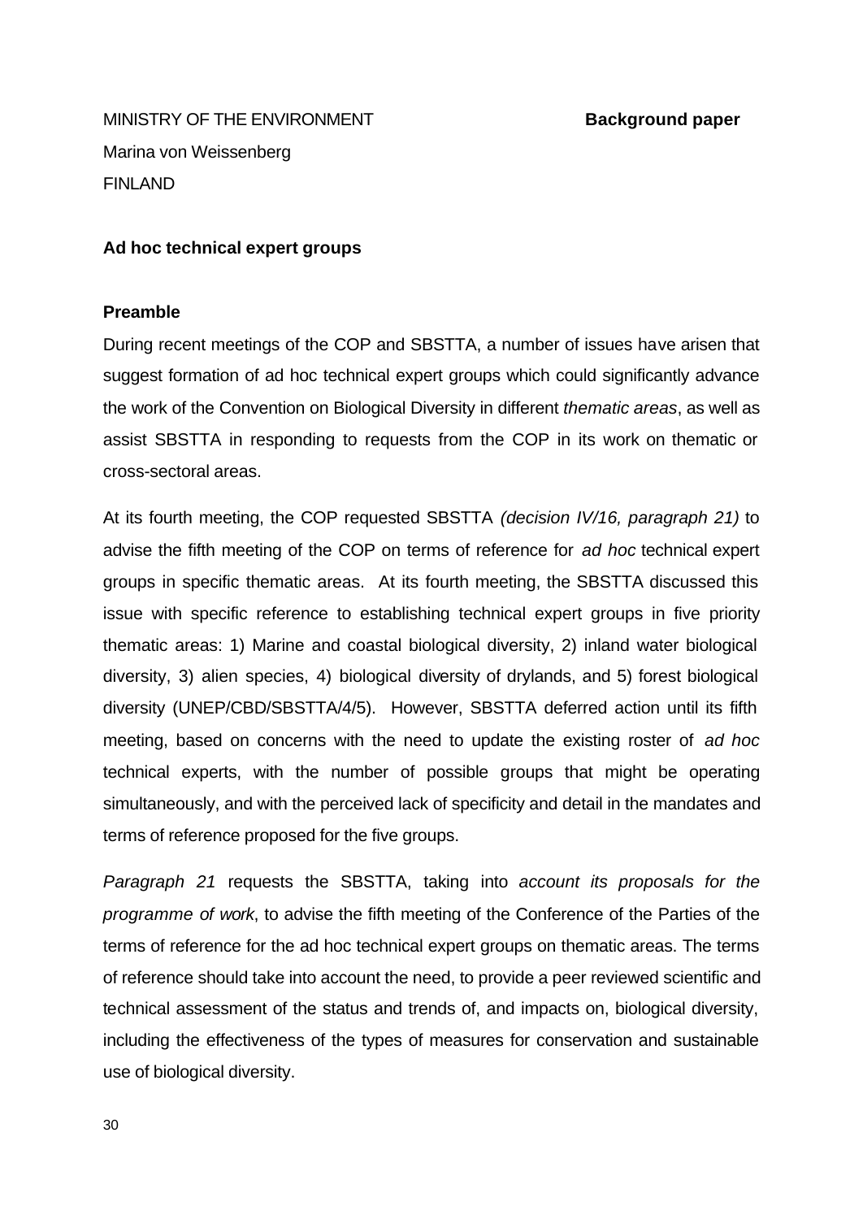MINISTRY OF THE ENVIRONMENT **Background paper**

Marina von Weissenberg

FINLAND

**Ad hoc technical expert groups**

**Preamble**

During recent meetings of the COP and SBSTTA, a number of issues have arisen that suggest formation of ad hoc technical expert groups which could significantly advance the work of the Convention on Biological Diversity in different *thematic areas*, as well as assist SBSTTA in responding to requests from the COP in its work on thematic or cross-sectoral areas.

At its fourth meeting, the COP requested SBSTTA *(decision IV/16, paragraph 21)* to advise the fifth meeting of the COP on terms of reference for *ad hoc* technical expert groups in specific thematic areas. At its fourth meeting, the SBSTTA discussed this issue with specific reference to establishing technical expert groups in five priority thematic areas: 1) Marine and coastal biological diversity, 2) inland water biological diversity, 3) alien species, 4) biological diversity of drylands, and 5) forest biological diversity (UNEP/CBD/SBSTTA/4/5). However, SBSTTA deferred action until its fifth meeting, based on concerns with the need to update the existing roster of *ad hoc* technical experts, with the number of possible groups that might be operating simultaneously, and with the perceived lack of specificity and detail in the mandates and terms of reference proposed for the five groups.

*Paragraph 21* requests the SBSTTA, taking into *account its proposals for the programme of work*, to advise the fifth meeting of the Conference of the Parties of the terms of reference for the ad hoc technical expert groups on thematic areas. The terms of reference should take into account the need, to provide a peer reviewed scientific and technical assessment of the status and trends of, and impacts on, biological diversity, including the effectiveness of the types of measures for conservation and sustainable use of biological diversity.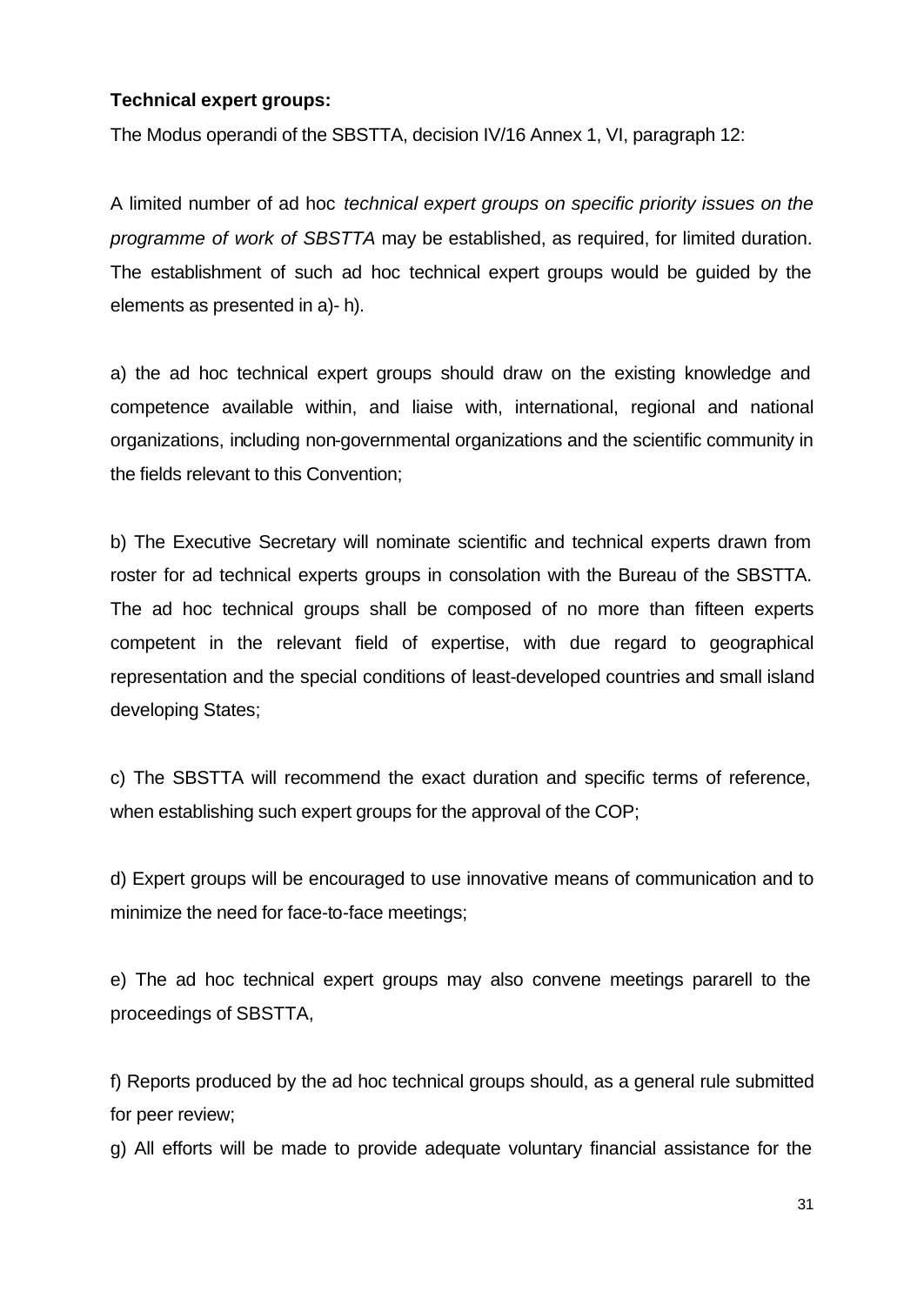**Technical expert groups:**

The Modus operandi of the SBSTTA, decision IV/16 Annex 1, VI, paragraph 12:

A limited number of ad hoc *technical expert groups on specific priority issues on the programme of work of SBSTTA* may be established, as required, for limited duration. The establishment of such ad hoc technical expert groups would be guided by the elements as presented in a)- h).

a) the ad hoc technical expert groups should draw on the existing knowledge and competence available within, and liaise with, international, regional and national organizations, including non-governmental organizations and the scientific community in the fields relevant to this Convention;

b) The Executive Secretary will nominate scientific and technical experts drawn from roster for ad technical experts groups in consolation with the Bureau of the SBSTTA. The ad hoc technical groups shall be composed of no more than fifteen experts competent in the relevant field of expertise, with due regard to geographical representation and the special conditions of least-developed countries and small island developing States;

c) The SBSTTA will recommend the exact duration and specific terms of reference, when establishing such expert groups for the approval of the COP;

d) Expert groups will be encouraged to use innovative means of communication and to minimize the need for face-to-face meetings;

e) The ad hoc technical expert groups may also convene meetings pararell to the proceedings of SBSTTA,

f) Reports produced by the ad hoc technical groups should, as a general rule submitted for peer review;

g) All efforts will be made to provide adequate voluntary financial assistance for the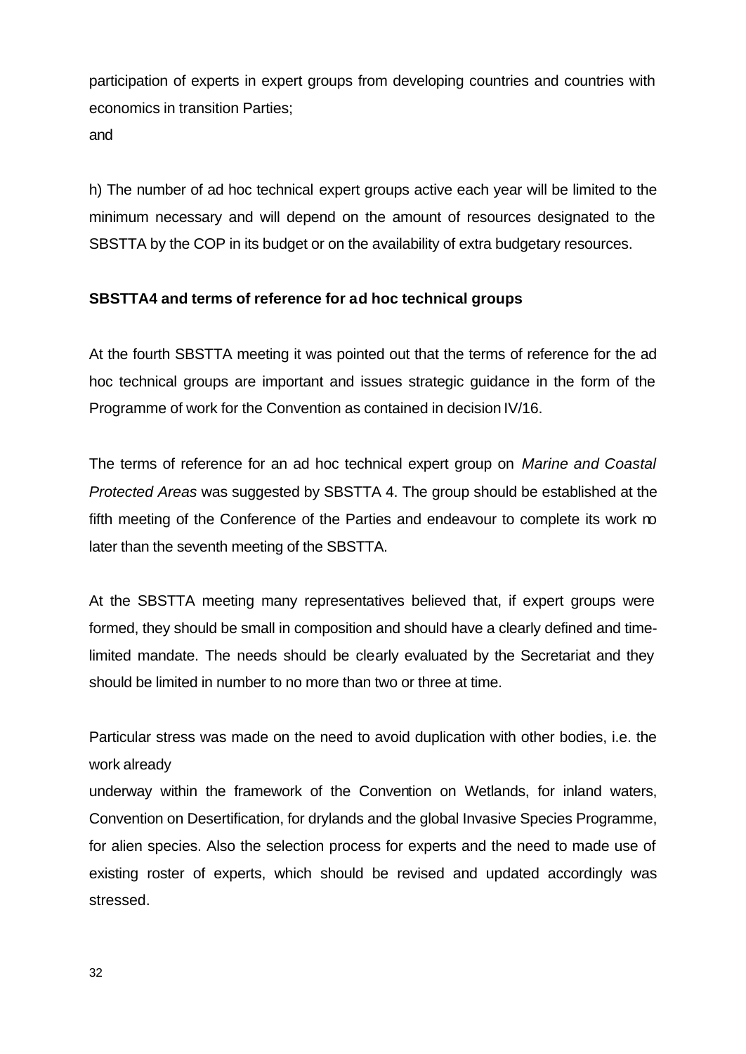participation of experts in expert groups from developing countries and countries with economics in transition Parties;

and

h) The number of ad hoc technical expert groups active each year will be limited to the minimum necessary and will depend on the amount of resources designated to the SBSTTA by the COP in its budget or on the availability of extra budgetary resources.

**SBSTTA4 and terms of reference for ad hoc technical groups**

At the fourth SBSTTA meeting it was pointed out that the terms of reference for the ad hoc technical groups are important and issues strategic guidance in the form of the Programme of work for the Convention as contained in decision IV/16.

The terms of reference for an ad hoc technical expert group on *Marine and Coastal Protected Areas* was suggested by SBSTTA 4. The group should be established at the fifth meeting of the Conference of the Parties and endeavour to complete its work no later than the seventh meeting of the SBSTTA.

At the SBSTTA meeting many representatives believed that, if expert groups were formed, they should be small in composition and should have a clearly defined and time-limited mandate. The needs should be clearly evaluated by the Secretariat and they should be limited in number to no more than two or three at time.

Particular stress was made on the need to avoid duplication with other bodies, i.e. the work already underway within the framework of the Convention on Wetlands, for inland waters, Convention on Desertification, for drylands and the global Invasive Species Programme, for alien species. Also the selection process for experts and the need to made use of existing roster of experts, which should be revised and updated accordingly was stressed.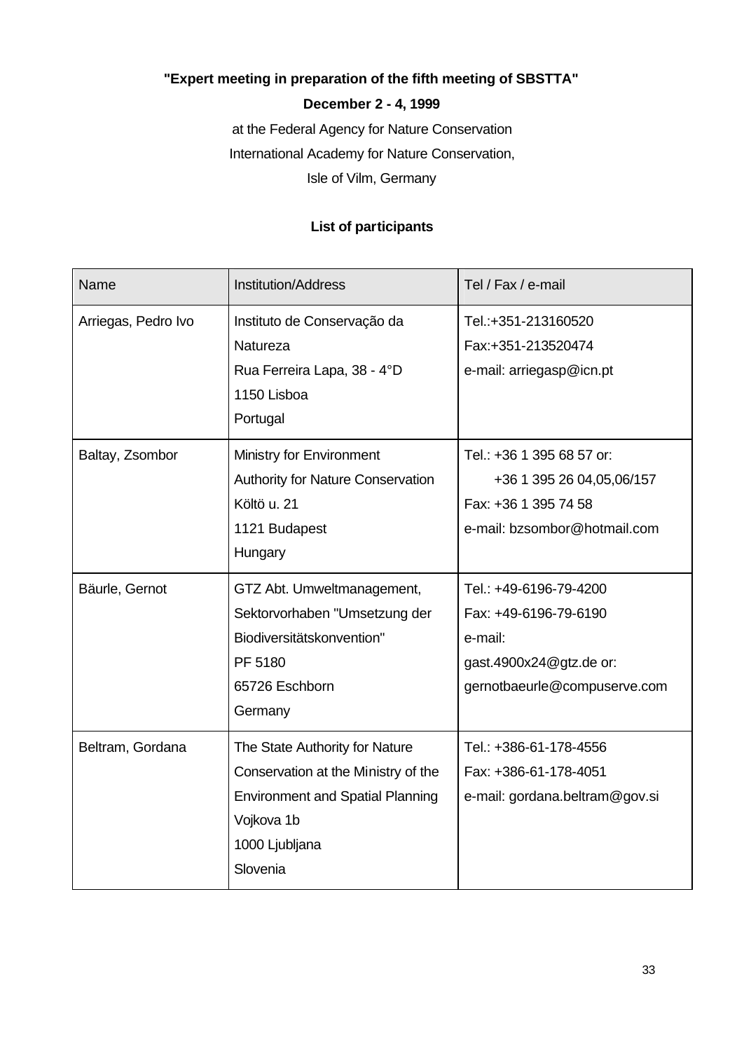**"Expert meeting in preparation of the fifth meeting of SBSTTA"**

**December 2 - 4, 1999**

at the Federal Agency for Nature Conservation

International Academy for Nature Conservation,

Isle of Vilm, Germany

**List of participants**

| Name | Institution/Address | Tel / Fax / e-mail |
|---|---|---|
| Arriegas, Pedro Ivo | Instituto de Conservação da Natureza<br>Rua Ferreira Lapa, 38 - 4°D<br>1150 Lisboa<br>Portugal | Tel.:+351-213160520<br>Fax:+351-213520474<br>e-mail: arriegasp@icn.pt |
| Baltay, Zsombor | Ministry for Environment<br>Authority for Nature Conservation<br>Költö u. 21<br>1121 Budapest<br>Hungary | Tel.: +36 1 395 68 57 or:<br>+36 1 395 26 04,05,06/157<br>Fax: +36 1 395 74 58<br>e-mail: bzsombor@hotmail.com |
| Bäurle, Gernot | GTZ Abt. Umweltmanagement,<br>Sektorvorhaben "Umsetzung der Biodiversitätskonvention"<br>PF 5180<br>65726 Eschborn<br>Germany | Tel.: +49-6196-79-4200<br>Fax: +49-6196-79-6190<br>e-mail:<br>gast.4900x24@gtz.de or:<br>gernotbaeurle@compuserve.com |
| Beltram, Gordana | The State Authority for Nature Conservation at the Ministry of the Environment and Spatial Planning<br>Vojkova 1b<br>1000 Ljubljana<br>Slovenia | Tel.: +386-61-178-4556<br>Fax: +386-61-178-4051<br>e-mail: gordana.beltram@gov.si |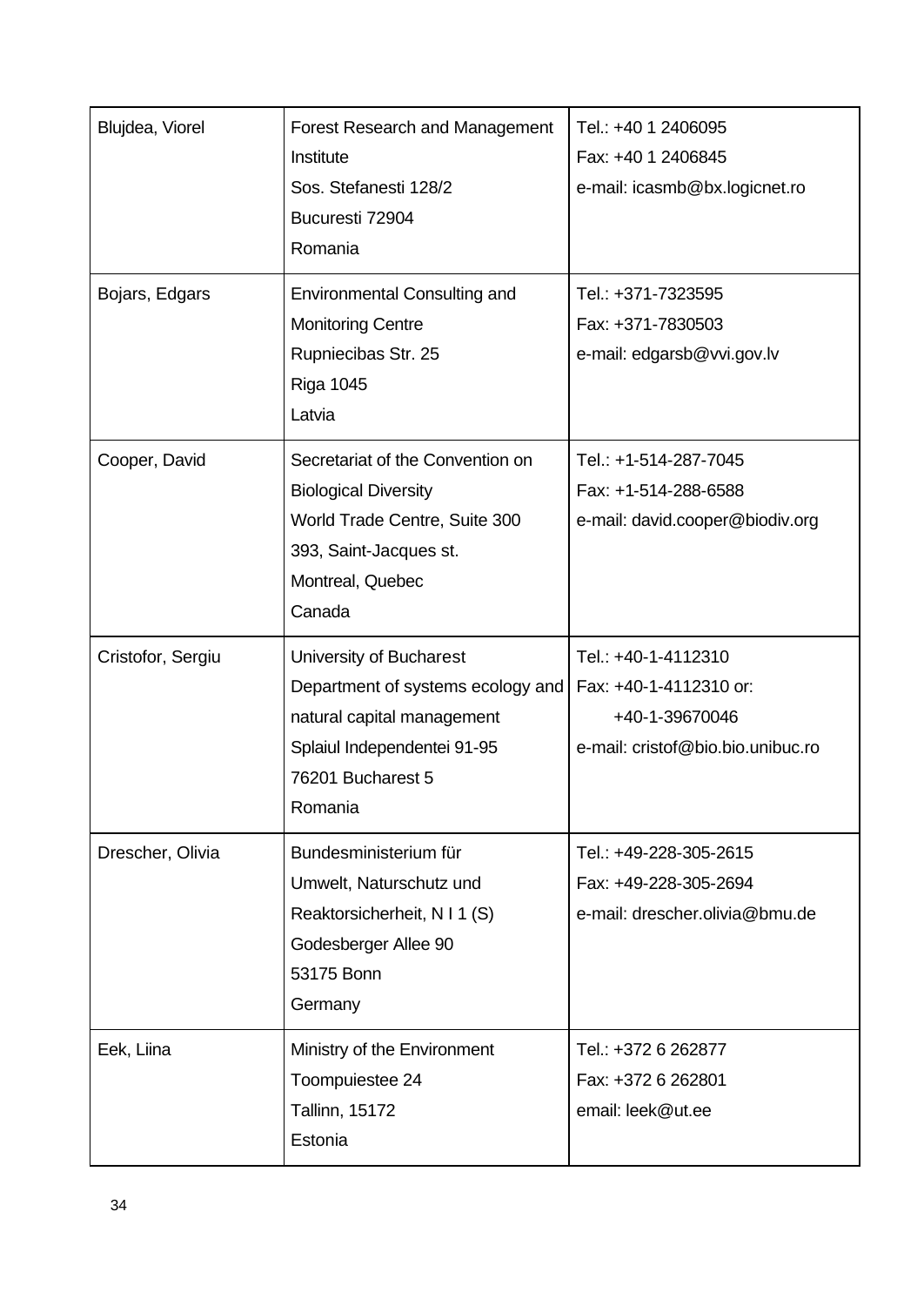| | | |
|---|---|---|
| Blujdea, Viorel | Forest Research and Management Institute<br>Sos. Stefanesti 128/2<br>Bucuresti 72904<br>Romania | Tel.: +40 1 2406095<br>Fax: +40 1 2406845<br>e-mail: icasmb@bx.logicnet.ro |
| Bojars, Edgars | Environmental Consulting and Monitoring Centre<br>Rupniecibas Str. 25<br>Riga 1045<br>Latvia | Tel.: +371-7323595<br>Fax: +371-7830503<br>e-mail: edgarsb@vvi.gov.lv |
| Cooper, David | Secretariat of the Convention on Biological Diversity<br>World Trade Centre, Suite 300<br>393, Saint-Jacques st.<br>Montreal, Quebec<br>Canada | Tel.: +1-514-287-7045<br>Fax: +1-514-288-6588<br>e-mail: david.cooper@biodiv.org |
| Cristofor, Sergiu | University of Bucharest<br>Department of systems ecology and natural capital management<br>Splaiul Independentei 91-95<br>76201 Bucharest 5<br>Romania | Tel.: +40-1-4112310<br>Fax: +40-1-4112310 or:<br>+40-1-39670046<br>e-mail: cristof@bio.bio.unibuc.ro |
| Drescher, Olivia | Bundesministerium für Umwelt, Naturschutz und Reaktorsicherheit, N I 1 (S)<br>Godesberger Allee 90<br>53175 Bonn<br>Germany | Tel.: +49-228-305-2615<br>Fax: +49-228-305-2694<br>e-mail: drescher.olivia@bmu.de |
| Eek, Liina | Ministry of the Environment<br>Toompuiestee 24<br>Tallinn, 15172<br>Estonia | Tel.: +372 6 262877<br>Fax: +372 6 262801<br>email: leek@ut.ee |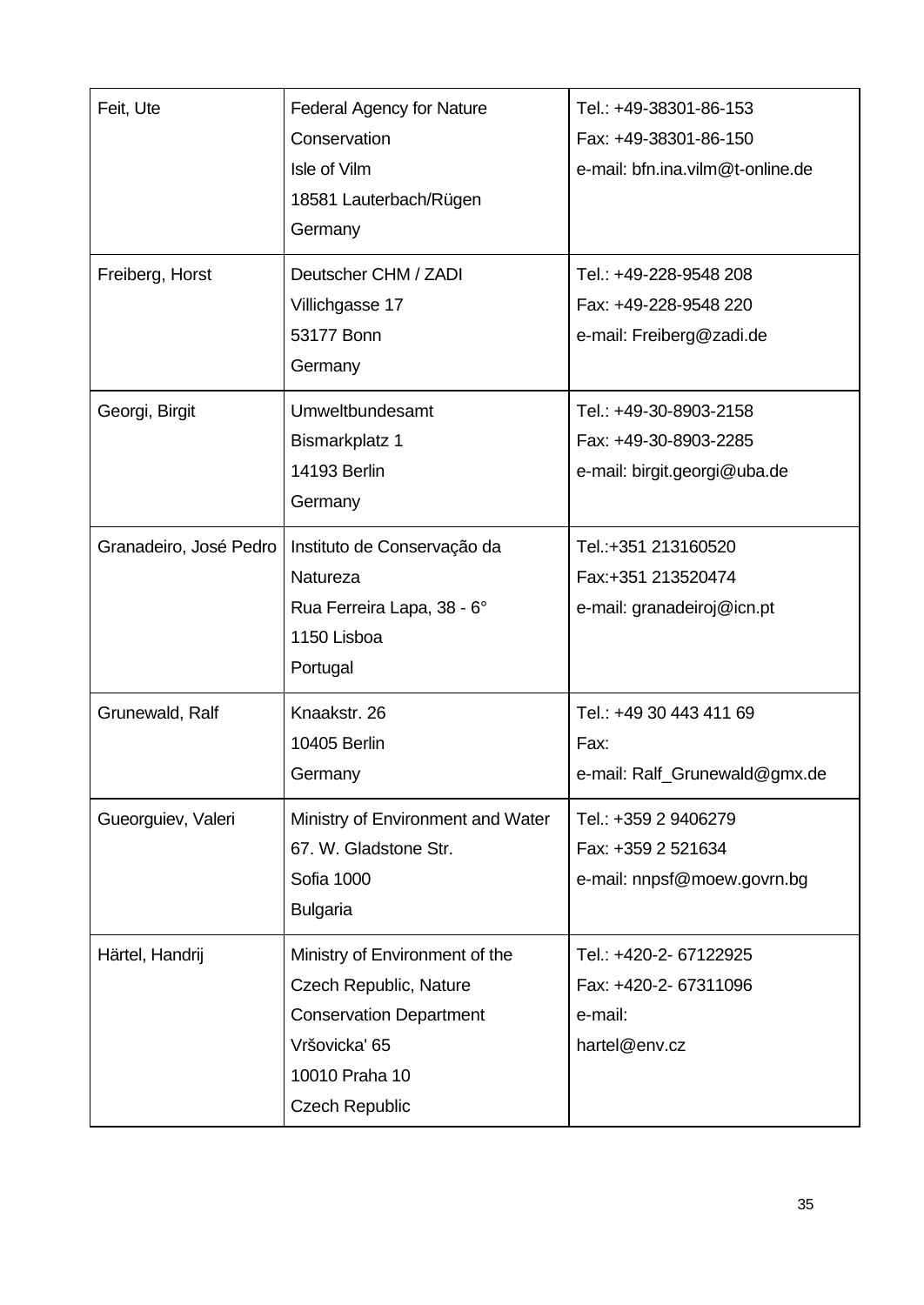| | | |
|---|---|---|
| Feit, Ute | Federal Agency for Nature Conservation<br>Isle of Vilm<br>18581 Lauterbach/Rügen<br>Germany | Tel.: +49-38301-86-153<br>Fax: +49-38301-86-150<br>e-mail: bfn.ina.vilm@t-online.de |
| Freiberg, Horst | Deutscher CHM / ZADI<br>Villichgasse 17<br>53177 Bonn<br>Germany | Tel.: +49-228-9548 208<br>Fax: +49-228-9548 220<br>e-mail: Freiberg@zadi.de |
| Georgi, Birgit | Umweltbundesamt<br>Bismarkplatz 1<br>14193 Berlin<br>Germany | Tel.: +49-30-8903-2158<br>Fax: +49-30-8903-2285<br>e-mail: birgit.georgi@uba.de |
| Granadeiro, José Pedro | Instituto de Conservação da Natureza<br>Rua Ferreira Lapa, 38 - 6°<br>1150 Lisboa<br>Portugal | Tel.:+351 213160520<br>Fax:+351 213520474<br>e-mail: granadeiroj@icn.pt |
| Grunewald, Ralf | Knaakstr. 26<br>10405 Berlin<br>Germany | Tel.: +49 30 443 411 69<br>Fax:<br>e-mail: Ralf_Grunewald@gmx.de |
| Gueorguiev, Valeri | Ministry of Environment and Water<br>67. W. Gladstone Str.<br>Sofia 1000<br>Bulgaria | Tel.: +359 2 9406279<br>Fax: +359 2 521634<br>e-mail: nnpsf@moew.govrn.bg |
| Härtel, Handrij | Ministry of Environment of the Czech Republic, Nature Conservation Department<br>Vršovicka' 65<br>10010 Praha 10<br>Czech Republic | Tel.: +420-2- 67122925<br>Fax: +420-2- 67311096<br>e-mail:<br>hartel@env.cz |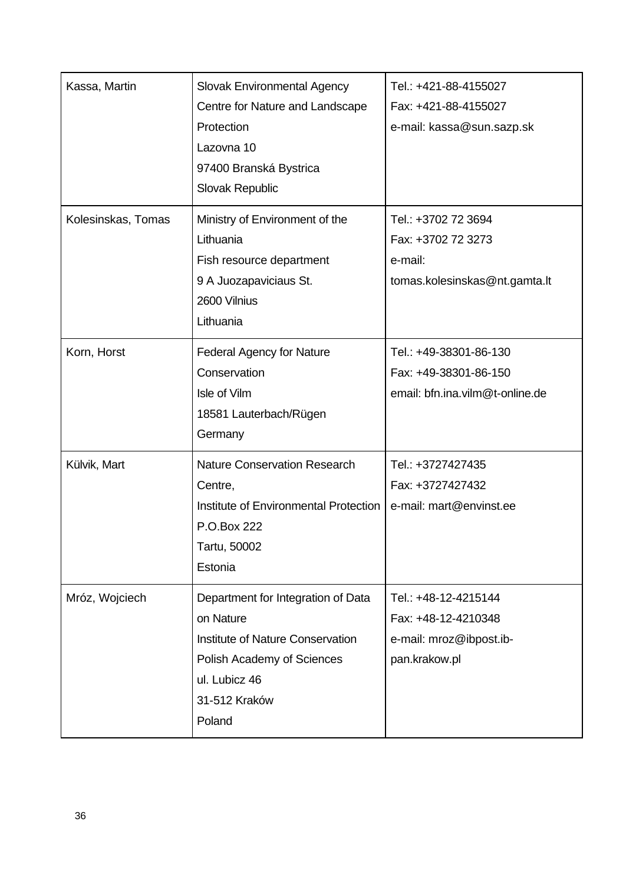| | | |
|---|---|---|
| Kassa, Martin | Slovak Environmental Agency<br>Centre for Nature and Landscape Protection<br>Lazovna 10<br>97400 Branská Bystrica<br>Slovak Republic | Tel.: +421-88-4155027<br>Fax: +421-88-4155027<br>e-mail: kassa@sun.sazp.sk |
| Kolesinskas, Tomas | Ministry of Environment of the Lithuania<br>Fish resource department<br>9 A Juozapaviciaus St.<br>2600 Vilnius<br>Lithuania | Tel.: +3702 72 3694<br>Fax: +3702 72 3273<br>e-mail:<br>tomas.kolesinskas@nt.gamta.lt |
| Korn, Horst | Federal Agency for Nature Conservation<br>Isle of Vilm<br>18581 Lauterbach/Rügen<br>Germany | Tel.: +49-38301-86-130<br>Fax: +49-38301-86-150<br>email: bfn.ina.vilm@t-online.de |
| Külvik, Mart | Nature Conservation Research Centre,<br>Institute of Environmental Protection<br>P.O.Box 222<br>Tartu, 50002<br>Estonia | Tel.: +3727427435<br>Fax: +3727427432<br>e-mail: mart@envinst.ee |
| Mróz, Wojciech | Department for Integration of Data on Nature<br>Institute of Nature Conservation<br>Polish Academy of Sciences<br>ul. Lubicz 46<br>31-512 Kraków<br>Poland | Tel.: +48-12-4215144<br>Fax: +48-12-4210348<br>e-mail: mroz@ibpost.ib-pan.krakow.pl |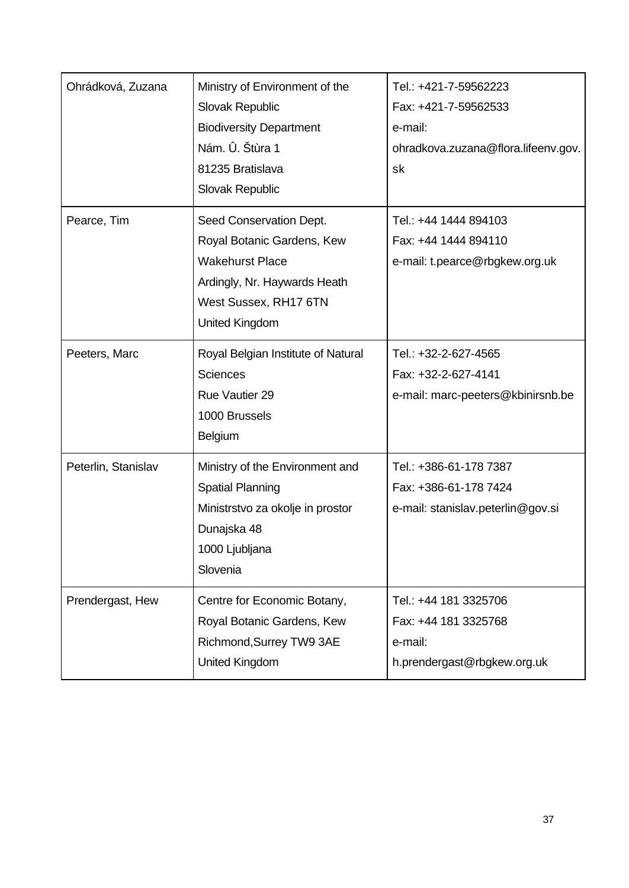| Ohrádková, Zuzana | Ministry of Environment of the Slovak Republic<br>Biodiversity Department<br>Nám. Û. Štùra 1<br>81235 Bratislava<br>Slovak Republic | Tel.: +421-7-59562223<br>Fax: +421-7-59562533<br>e-mail: ohradkova.zuzana@flora.lifeenv.gov.sk |
|---|---|---|
| Pearce, Tim | Seed Conservation Dept.<br>Royal Botanic Gardens, Kew<br>Wakehurst Place<br>Ardingly, Nr. Haywards Heath<br>West Sussex, RH17 6TN<br>United Kingdom | Tel.: +44 1444 894103<br>Fax: +44 1444 894110<br>e-mail: t.pearce@rbgkew.org.uk |
| Peeters, Marc | Royal Belgian Institute of Natural Sciences<br>Rue Vautier 29<br>1000 Brussels<br>Belgium | Tel.: +32-2-627-4565<br>Fax: +32-2-627-4141<br>e-mail: marc-peeters@kbinirsnb.be |
| Peterlin, Stanislav | Ministry of the Environment and Spatial Planning<br>Ministrstvo za okolje in prostor<br>Dunajska 48<br>1000 Ljubljana<br>Slovenia | Tel.: +386-61-178 7387<br>Fax: +386-61-178 7424<br>e-mail: stanislav.peterlin@gov.si |
| Prendergast, Hew | Centre for Economic Botany,<br>Royal Botanic Gardens, Kew<br>Richmond,Surrey TW9 3AE<br>United Kingdom | Tel.: +44 181 3325706<br>Fax: +44 181 3325768<br>e-mail: h.prendergast@rbgkew.org.uk |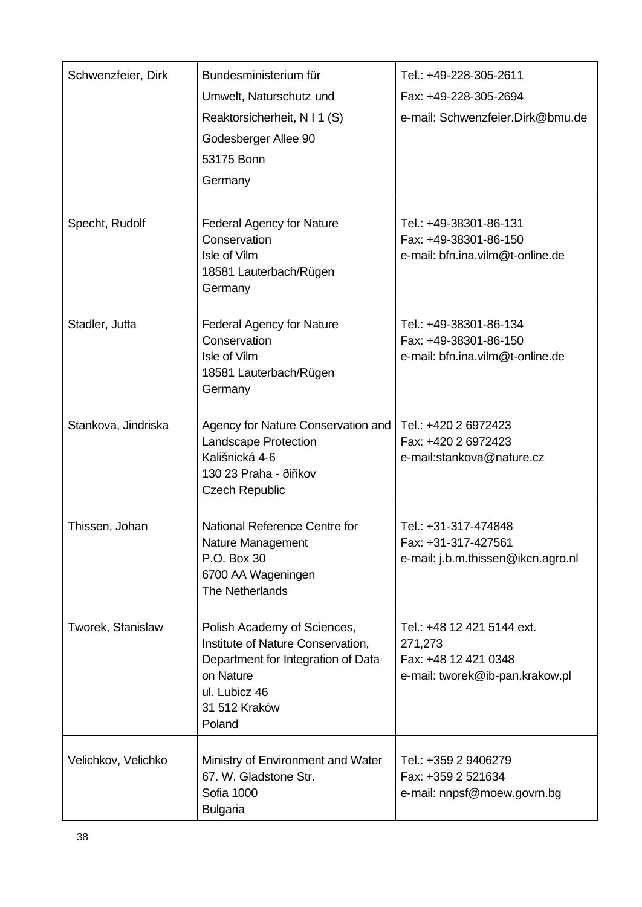| | | |
|---|---|---|
| Schwenzfeier, Dirk | Bundesministerium für Umwelt, Naturschutz und Reaktorsicherheit, N I 1 (S)<br>Godesberger Allee 90<br>53175 Bonn<br>Germany | Tel.: +49-228-305-2611<br>Fax: +49-228-305-2694<br>e-mail: Schwenzfeier.Dirk@bmu.de |
| Specht, Rudolf | Federal Agency for Nature Conservation<br>Isle of Vilm<br>18581 Lauterbach/Rügen<br>Germany | Tel.: +49-38301-86-131<br>Fax: +49-38301-86-150<br>e-mail: bfn.ina.vilm@t-online.de |
| Stadler, Jutta | Federal Agency for Nature Conservation<br>Isle of Vilm<br>18581 Lauterbach/Rügen<br>Germany | Tel.: +49-38301-86-134<br>Fax: +49-38301-86-150<br>e-mail: bfn.ina.vilm@t-online.de |
| Stankova, Jindriska | Agency for Nature Conservation and Landscape Protection<br>Kališnická 4-6<br>130 23 Praha - ðiñkov<br>Czech Republic | Tel.: +420 2 6972423<br>Fax: +420 2 6972423<br>e-mail:stankova@nature.cz |
| Thissen, Johan | National Reference Centre for Nature Management<br>P.O. Box 30<br>6700 AA Wageningen<br>The Netherlands | Tel.: +31-317-474848<br>Fax: +31-317-427561<br>e-mail: j.b.m.thissen@ikcn.agro.nl |
| Tworek, Stanislaw | Polish Academy of Sciences, Institute of Nature Conservation, Department for Integration of Data on Nature<br>ul. Lubicz 46<br>31 512 Kraków<br>Poland | Tel.: +48 12 421 5144 ext. 271,273<br>Fax: +48 12 421 0348<br>e-mail: tworek@ib-pan.krakow.pl |
| Velichkov, Velichko | Ministry of Environment and Water<br>67. W. Gladstone Str.<br>Sofia 1000<br>Bulgaria | Tel.: +359 2 9406279<br>Fax: +359 2 521634<br>e-mail: nnpsf@moew.govrn.bg |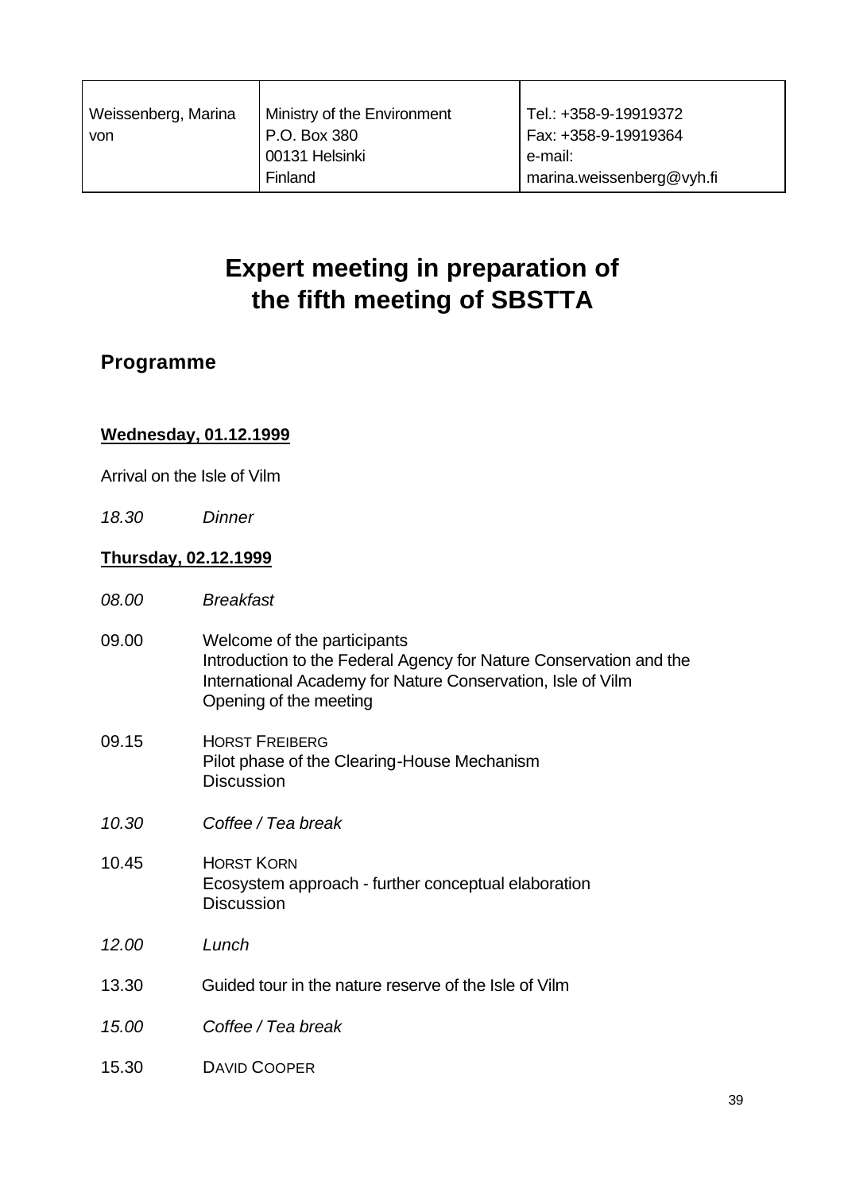| Weissenberg, Marina von | Ministry of the Environment<br>P.O. Box 380<br>00131 Helsinki<br>Finland | Tel.: +358-9-19919372<br>Fax: +358-9-19919364<br>e-mail:<br>marina.weissenberg@vyh.fi |
|---|---|---|

# Expert meeting in preparation of the fifth meeting of SBSTTA

## Programme

**Wednesday, 01.12.1999**

Arrival on the Isle of Vilm

*18.30 Dinner*

**Thursday, 02.12.1999**

*08.00 Breakfast*

09.00 Welcome of the participants
Introduction to the Federal Agency for Nature Conservation and the International Academy for Nature Conservation, Isle of Vilm
Opening of the meeting

09.15 HORST FREIBERG
Pilot phase of the Clearing-House Mechanism
Discussion

*10.30 Coffee / Tea break*

10.45 HORST KORN
Ecosystem approach - further conceptual elaboration
Discussion

*12.00 Lunch*

13.30 Guided tour in the nature reserve of the Isle of Vilm

*15.00 Coffee / Tea break*

15.30 DAVID COOPER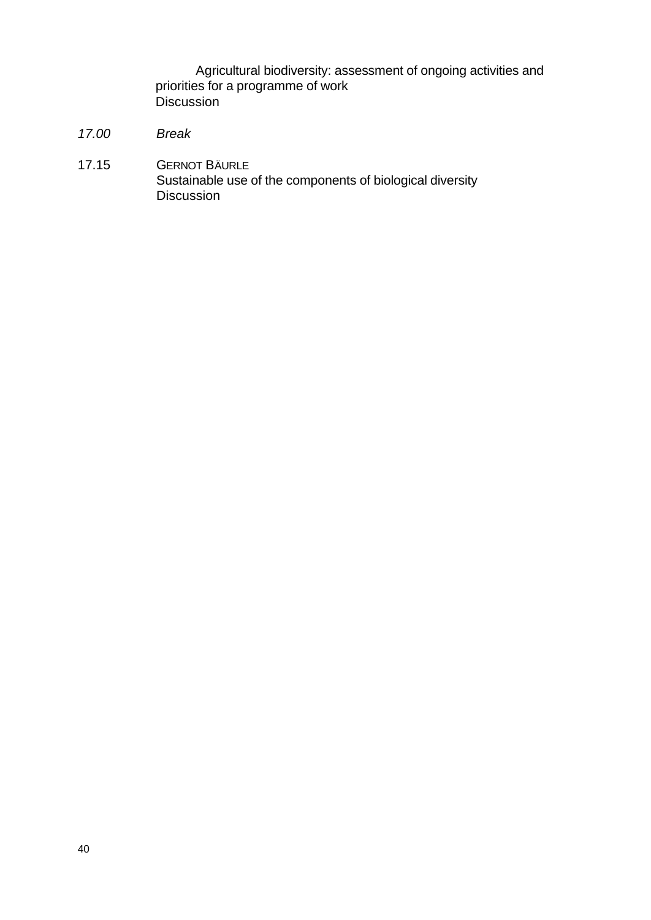Agricultural biodiversity: assessment of ongoing activities and priorities for a programme of work
Discussion

*17.00* *Break*

17.15 GERNOT BÄURLE
Sustainable use of the components of biological diversity
Discussion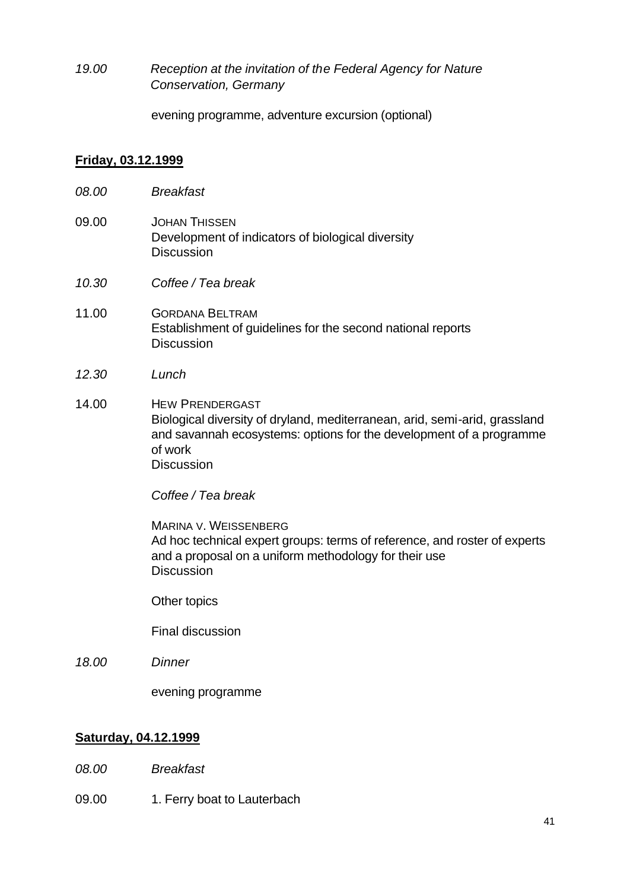*19.00* *Reception at the invitation of the Federal Agency for Nature Conservation, Germany*

evening programme, adventure excursion (optional)

**Friday, 03.12.1999**

*08.00* *Breakfast*

09.00 JOHAN THISSEN
Development of indicators of biological diversity
Discussion

*10.30* *Coffee / Tea break*

11.00 GORDANA BELTRAM
Establishment of guidelines for the second national reports
Discussion

*12.30* *Lunch*

14.00 HEW PRENDERGAST
Biological diversity of dryland, mediterranean, arid, semi-arid, grassland and savannah ecosystems: options for the development of a programme of work
Discussion

*Coffee / Tea break*

MARINA V. WEISSENBERG
Ad hoc technical expert groups: terms of reference, and roster of experts and a proposal on a uniform methodology for their use
Discussion

Other topics

Final discussion

*18.00* *Dinner*

evening programme

**Saturday, 04.12.1999**

*08.00* *Breakfast*

09.00 1. Ferry boat to Lauterbach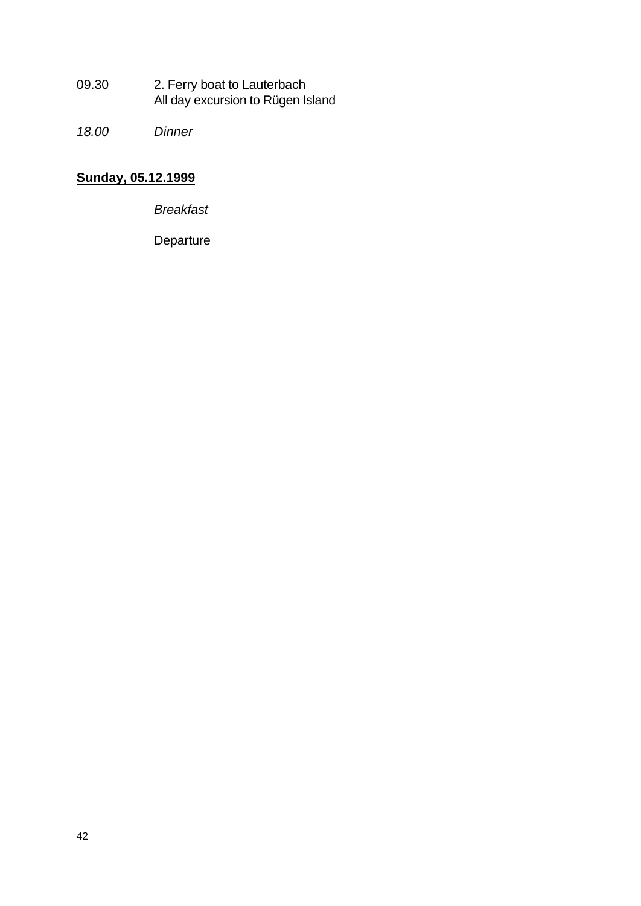09.30 2. Ferry boat to Lauterbach
All day excursion to Rügen Island

*18.00 Dinner*

**Sunday, 05.12.1999**

*Breakfast*

Departure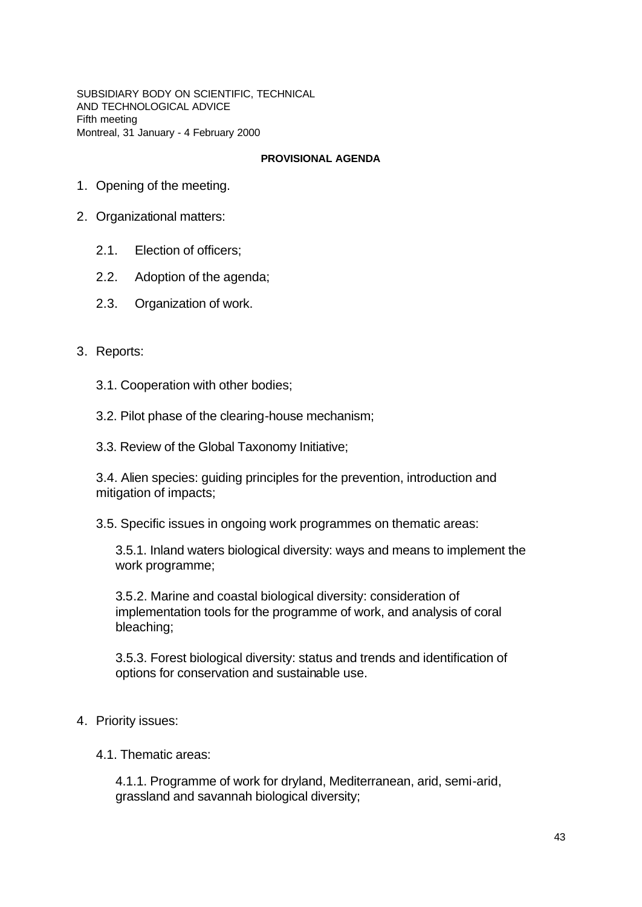SUBSIDIARY BODY ON SCIENTIFIC, TECHNICAL
AND TECHNOLOGICAL ADVICE
Fifth meeting
Montreal, 31 January - 4 February 2000

**PROVISIONAL AGENDA**

1. Opening of the meeting.

2. Organizational matters:

   2.1. Election of officers;

   2.2. Adoption of the agenda;

   2.3. Organization of work.

3. Reports:

   3.1. Cooperation with other bodies;

   3.2. Pilot phase of the clearing-house mechanism;

   3.3. Review of the Global Taxonomy Initiative;

   3.4. Alien species: guiding principles for the prevention, introduction and mitigation of impacts;

   3.5. Specific issues in ongoing work programmes on thematic areas:

      3.5.1. Inland waters biological diversity: ways and means to implement the work programme;

      3.5.2. Marine and coastal biological diversity: consideration of implementation tools for the programme of work, and analysis of coral bleaching;

      3.5.3. Forest biological diversity: status and trends and identification of options for conservation and sustainable use.

4. Priority issues:

   4.1. Thematic areas:

      4.1.1. Programme of work for dryland, Mediterranean, arid, semi-arid, grassland and savannah biological diversity;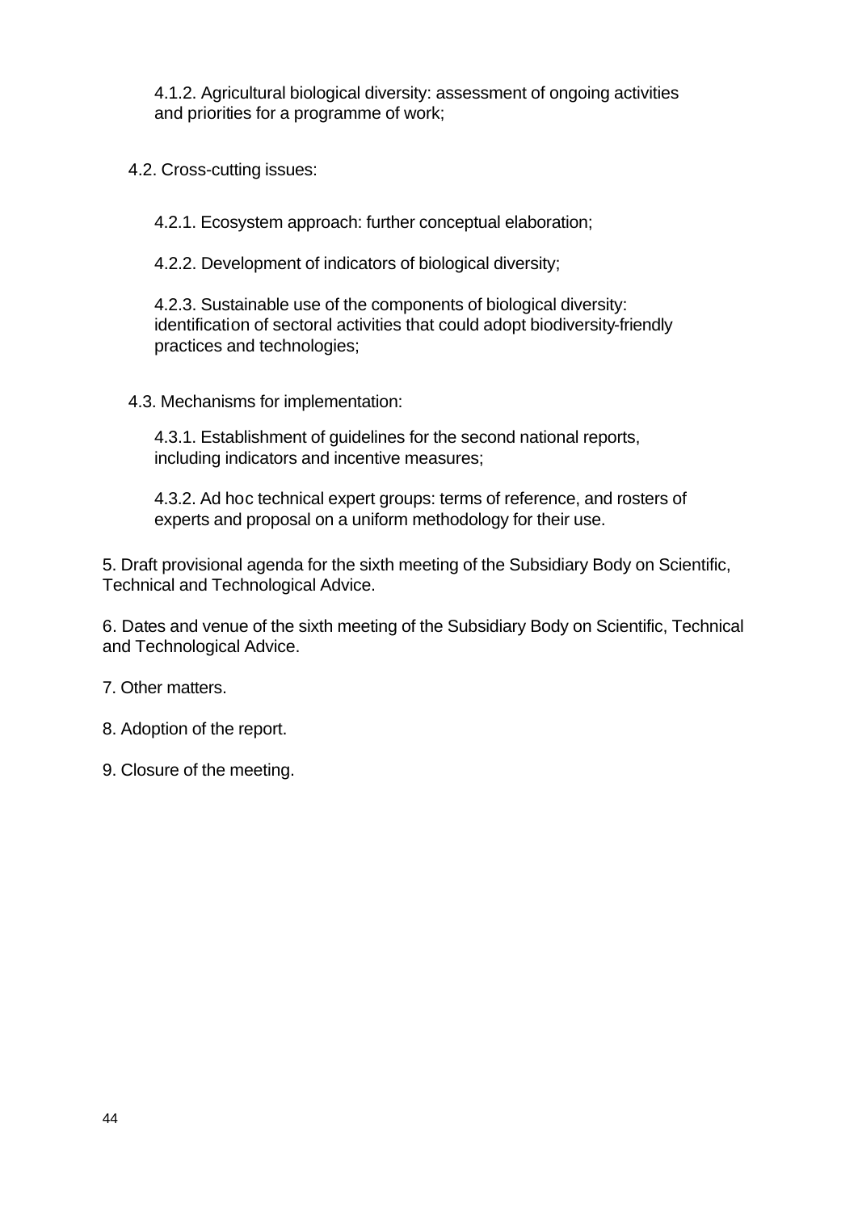4.1.2. Agricultural biological diversity: assessment of ongoing activities and priorities for a programme of work;

4.2. Cross-cutting issues:

4.2.1. Ecosystem approach: further conceptual elaboration;

4.2.2. Development of indicators of biological diversity;

4.2.3. Sustainable use of the components of biological diversity: identification of sectoral activities that could adopt biodiversity-friendly practices and technologies;

4.3. Mechanisms for implementation:

4.3.1. Establishment of guidelines for the second national reports, including indicators and incentive measures;

4.3.2. Ad hoc technical expert groups: terms of reference, and rosters of experts and proposal on a uniform methodology for their use.

5. Draft provisional agenda for the sixth meeting of the Subsidiary Body on Scientific, Technical and Technological Advice.

6. Dates and venue of the sixth meeting of the Subsidiary Body on Scientific, Technical and Technological Advice.

7. Other matters.

8. Adoption of the report.

9. Closure of the meeting.